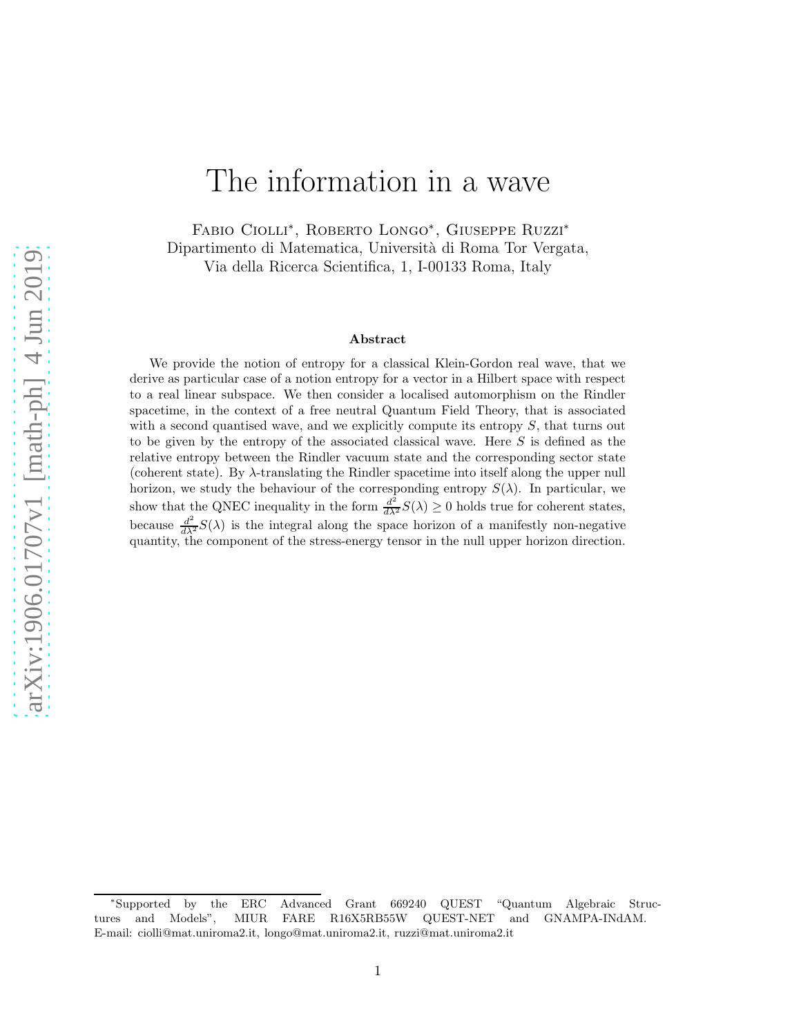# The information in a wave

Fabio Ciolli*, Roberto Longo*, Giuseppe Ruzzi*

Dipartimento di Matematica, Università di Roma Tor Vergata,
Via della Ricerca Scientifica, 1, I-00133 Roma, Italy

### Abstract

We provide the notion of entropy for a classical Klein-Gordon real wave, that we derive as particular case of a notion entropy for a vector in a Hilbert space with respect to a real linear subspace. We then consider a localised automorphism on the Rindler spacetime, in the context of a free neutral Quantum Field Theory, that is associated with a second quantised wave, and we explicitly compute its entropy $S$, that turns out to be given by the entropy of the associated classical wave. Here $S$ is defined as the relative entropy between the Rindler vacuum state and the corresponding sector state (coherent state). By $\lambda$-translating the Rindler spacetime into itself along the upper null horizon, we study the behaviour of the corresponding entropy $S(\lambda)$. In particular, we show that the QNEC inequality in the form $\frac{d^2}{d\lambda^2}S(\lambda) \geq 0$ holds true for coherent states, because $\frac{d^2}{d\lambda^2}S(\lambda)$ is the integral along the space horizon of a manifestly non-negative quantity, the component of the stress-energy tensor in the null upper horizon direction.

---

*Supported by the ERC Advanced Grant 669240 QUEST "Quantum Algebraic Structures and Models", MIUR FARE R16X5RB55W QUEST-NET and GNAMPA-INdAM. E-mail: ciolli@mat.uniroma2.it, longo@mat.uniroma2.it, ruzzi@mat.uniroma2.it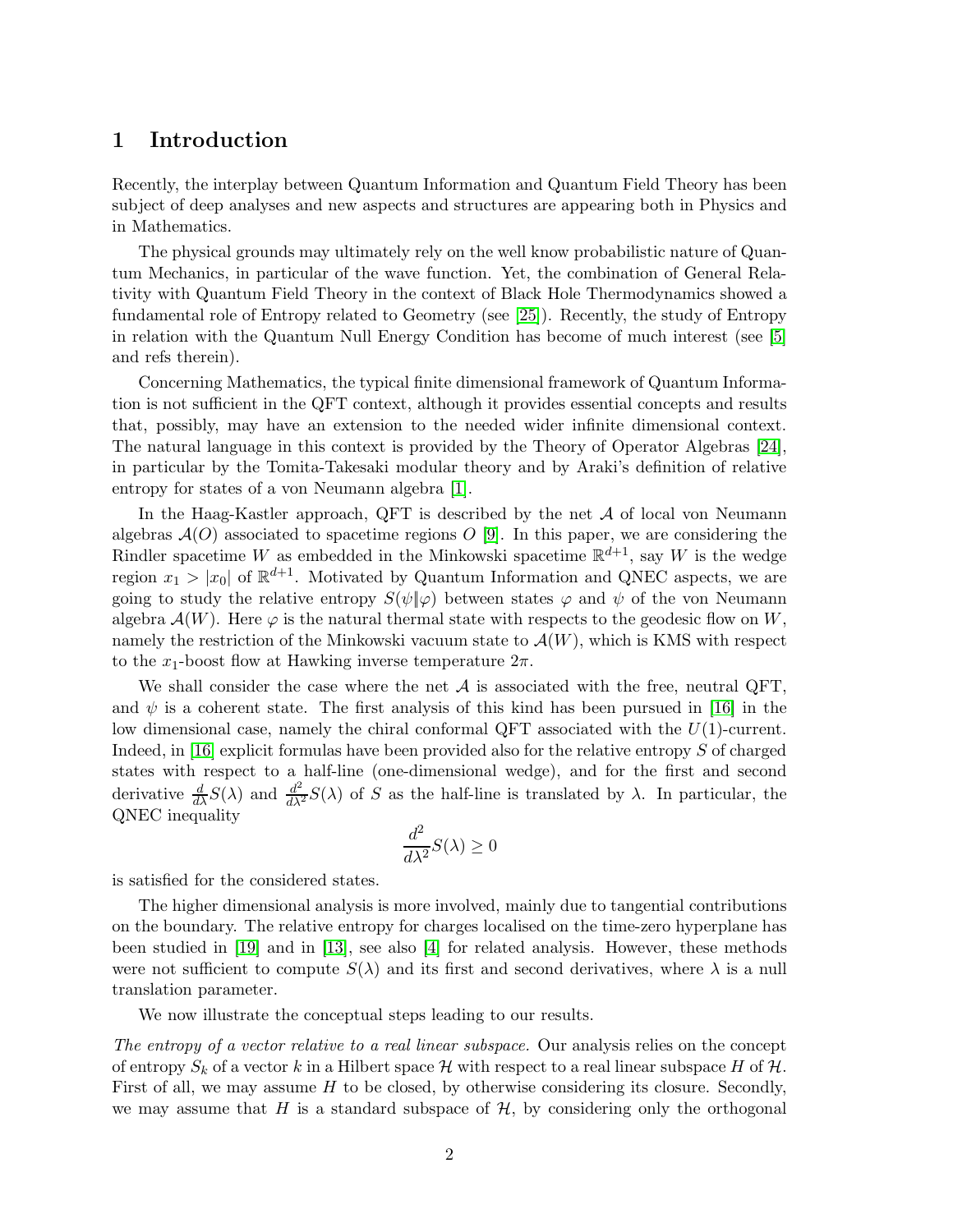# 1 Introduction

Recently, the interplay between Quantum Information and Quantum Field Theory has been subject of deep analyses and new aspects and structures are appearing both in Physics and in Mathematics.

The physical grounds may ultimately rely on the well know probabilistic nature of Quantum Mechanics, in particular of the wave function. Yet, the combination of General Relativity with Quantum Field Theory in the context of Black Hole Thermodynamics showed a fundamental role of Entropy related to Geometry (see [25]). Recently, the study of Entropy in relation with the Quantum Null Energy Condition has become of much interest (see [5] and refs therein).

Concerning Mathematics, the typical finite dimensional framework of Quantum Information is not sufficient in the QFT context, although it provides essential concepts and results that, possibly, may have an extension to the needed wider infinite dimensional context. The natural language in this context is provided by the Theory of Operator Algebras [24], in particular by the Tomita-Takesaki modular theory and by Araki's definition of relative entropy for states of a von Neumann algebra [1].

In the Haag-Kastler approach, QFT is described by the net $\mathcal{A}$ of local von Neumann algebras $\mathcal{A}(O)$ associated to spacetime regions $O$ [9]. In this paper, we are considering the Rindler spacetime $W$ as embedded in the Minkowski spacetime $\mathbb{R}^{d+1}$, say $W$ is the wedge region $x_1 > |x_0|$ of $\mathbb{R}^{d+1}$. Motivated by Quantum Information and QNEC aspects, we are going to study the relative entropy $S(\psi\|\varphi)$ between states $\varphi$ and $\psi$ of the von Neumann algebra $\mathcal{A}(W)$. Here $\varphi$ is the natural thermal state with respects to the geodesic flow on $W$, namely the restriction of the Minkowski vacuum state to $\mathcal{A}(W)$, which is KMS with respect to the $x_1$-boost flow at Hawking inverse temperature $2\pi$.

We shall consider the case where the net $\mathcal{A}$ is associated with the free, neutral QFT, and $\psi$ is a coherent state. The first analysis of this kind has been pursued in [16] in the low dimensional case, namely the chiral conformal QFT associated with the $U(1)$-current. Indeed, in [16] explicit formulas have been provided also for the relative entropy $S$ of charged states with respect to a half-line (one-dimensional wedge), and for the first and second derivative $\frac{d}{d\lambda}S(\lambda)$ and $\frac{d^2}{d\lambda^2}S(\lambda)$ of $S$ as the half-line is translated by $\lambda$. In particular, the QNEC inequality

$$\frac{d^2}{d\lambda^2}S(\lambda) \geq 0$$

is satisfied for the considered states.

The higher dimensional analysis is more involved, mainly due to tangential contributions on the boundary. The relative entropy for charges localised on the time-zero hyperplane has been studied in [19] and in [13], see also [4] for related analysis. However, these methods were not sufficient to compute $S(\lambda)$ and its first and second derivatives, where $\lambda$ is a null translation parameter.

We now illustrate the conceptual steps leading to our results.

*The entropy of a vector relative to a real linear subspace.* Our analysis relies on the concept of entropy $S_k$ of a vector $k$ in a Hilbert space $\mathcal{H}$ with respect to a real linear subspace $H$ of $\mathcal{H}$. First of all, we may assume $H$ to be closed, by otherwise considering its closure. Secondly, we may assume that $H$ is a standard subspace of $\mathcal{H}$, by considering only the orthogonal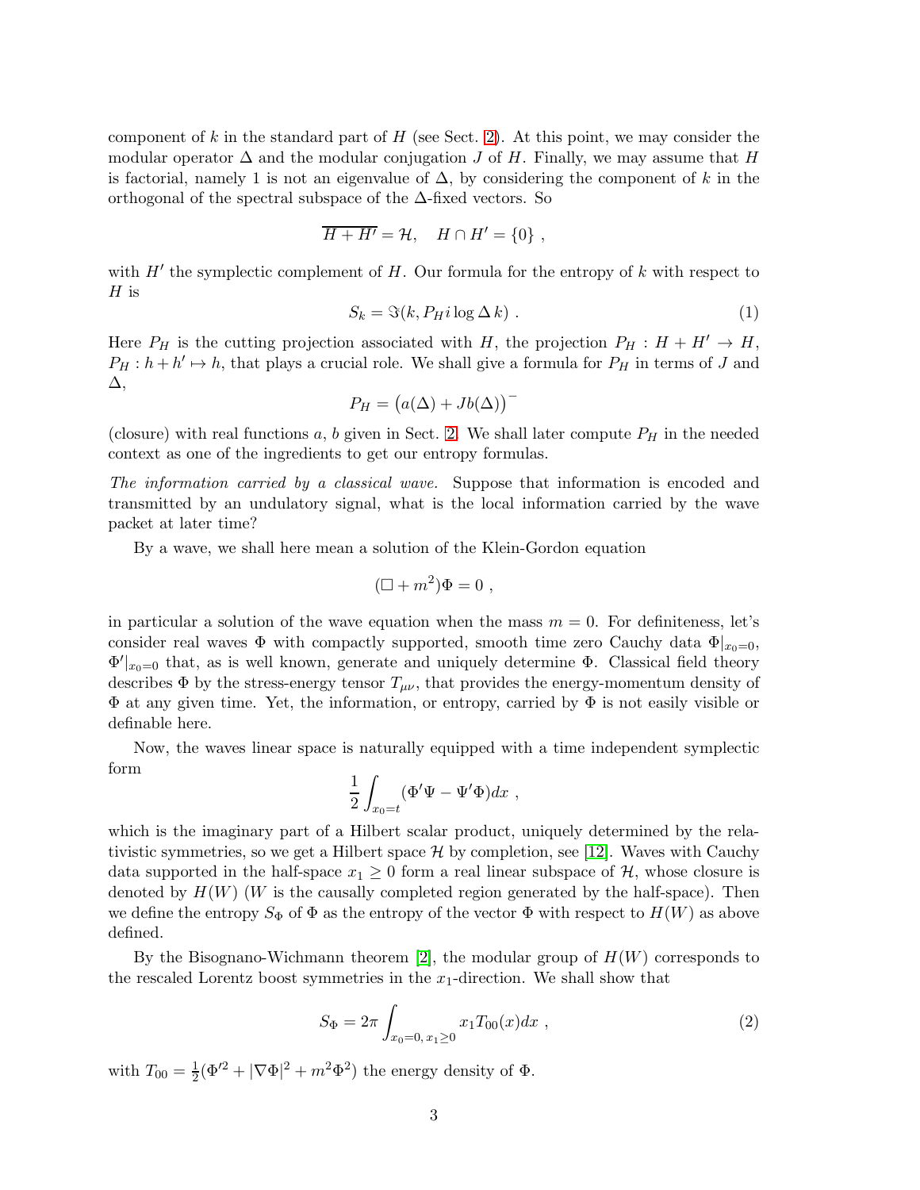component of $k$ in the standard part of $H$ (see Sect. 2). At this point, we may consider the modular operator $\Delta$ and the modular conjugation $J$ of $H$. Finally, we may assume that $H$ is factorial, namely 1 is not an eigenvalue of $\Delta$, by considering the component of $k$ in the orthogonal of the spectral subspace of the $\Delta$-fixed vectors. So

$$\overline{H + H'} = \mathcal{H}, \quad H \cap H' = \{0\} ,$$

with $H'$ the symplectic complement of $H$. Our formula for the entropy of $k$ with respect to $H$ is

$$S_k = \Im(k, P_H i \log \Delta\, k) . \tag{1}$$

Here $P_H$ is the cutting projection associated with $H$, the projection $P_H : H + H' \to H$, $P_H : h + h' \mapsto h$, that plays a crucial role. We shall give a formula for $P_H$ in terms of $J$ and $\Delta$,

$$P_H = \big(a(\Delta) + Jb(\Delta)\big)^-$$

(closure) with real functions $a$, $b$ given in Sect. 2. We shall later compute $P_H$ in the needed context as one of the ingredients to get our entropy formulas.

*The information carried by a classical wave.* Suppose that information is encoded and transmitted by an undulatory signal, what is the local information carried by the wave packet at later time?

By a wave, we shall here mean a solution of the Klein-Gordon equation

$$(\Box + m^2)\Phi = 0 ,$$

in particular a solution of the wave equation when the mass $m = 0$. For definiteness, let's consider real waves $\Phi$ with compactly supported, smooth time zero Cauchy data $\Phi|_{x_0=0}$, $\Phi'|_{x_0=0}$ that, as is well known, generate and uniquely determine $\Phi$. Classical field theory describes $\Phi$ by the stress-energy tensor $T_{\mu\nu}$, that provides the energy-momentum density of $\Phi$ at any given time. Yet, the information, or entropy, carried by $\Phi$ is not easily visible or definable here.

Now, the waves linear space is naturally equipped with a time independent symplectic form

$$\frac{1}{2}\int_{x_0=t} (\Phi'\Psi - \Psi'\Phi)dx ,$$

which is the imaginary part of a Hilbert scalar product, uniquely determined by the relativistic symmetries, so we get a Hilbert space $\mathcal{H}$ by completion, see [12]. Waves with Cauchy data supported in the half-space $x_1 \geq 0$ form a real linear subspace of $\mathcal{H}$, whose closure is denoted by $H(W)$ ($W$ is the causally completed region generated by the half-space). Then we define the entropy $S_\Phi$ of $\Phi$ as the entropy of the vector $\Phi$ with respect to $H(W)$ as above defined.

By the Bisognano-Wichmann theorem [2], the modular group of $H(W)$ corresponds to the rescaled Lorentz boost symmetries in the $x_1$-direction. We shall show that

$$S_\Phi = 2\pi \int_{x_0=0,\, x_1\geq 0} x_1 T_{00}(x)dx , \tag{2}$$

with $T_{00} = \frac{1}{2}(\Phi'^2 + |\nabla\Phi|^2 + m^2\Phi^2)$ the energy density of $\Phi$.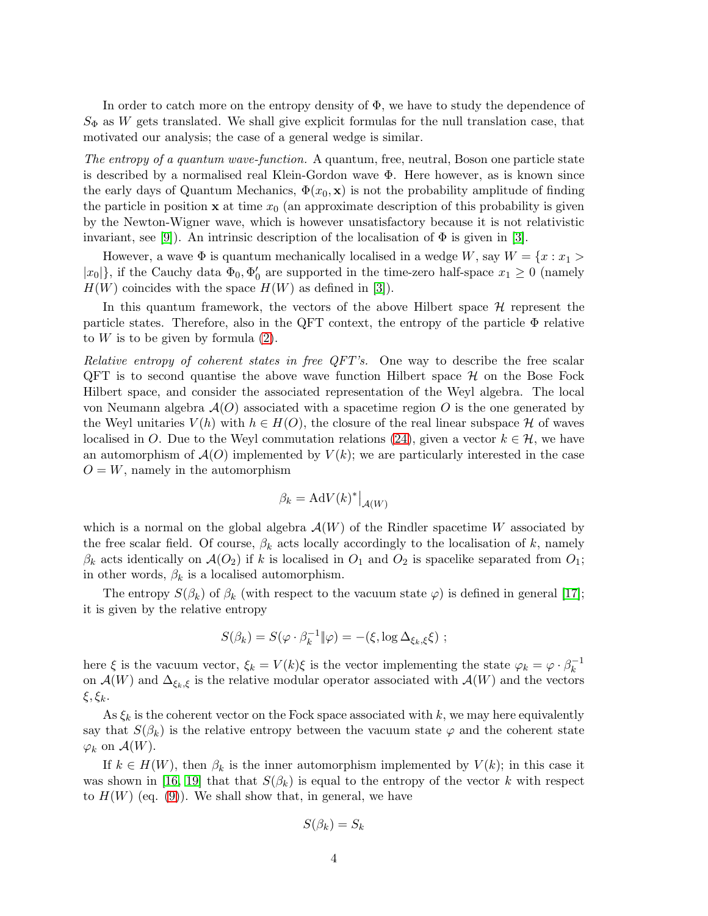In order to catch more on the entropy density of $\Phi$, we have to study the dependence of $S_\Phi$ as $W$ gets translated. We shall give explicit formulas for the null translation case, that motivated our analysis; the case of a general wedge is similar.

*The entropy of a quantum wave-function.* A quantum, free, neutral, Boson one particle state is described by a normalised real Klein-Gordon wave $\Phi$. Here however, as is known since the early days of Quantum Mechanics, $\Phi(x_0, \mathbf{x})$ is not the probability amplitude of finding the particle in position $\mathbf{x}$ at time $x_0$ (an approximate description of this probability is given by the Newton-Wigner wave, which is however unsatisfactory because it is not relativistic invariant, see [9]). An intrinsic description of the localisation of $\Phi$ is given in [3].

However, a wave $\Phi$ is quantum mechanically localised in a wedge $W$, say $W = \{x : x_1 > |x_0|\}$, if the Cauchy data $\Phi_0, \Phi_0'$ are supported in the time-zero half-space $x_1 \geq 0$ (namely $H(W)$ coincides with the space $H(W)$ as defined in [3]).

In this quantum framework, the vectors of the above Hilbert space $\mathcal{H}$ represent the particle states. Therefore, also in the QFT context, the entropy of the particle $\Phi$ relative to $W$ is to be given by formula (2).

*Relative entropy of coherent states in free QFT's.* One way to describe the free scalar QFT is to second quantise the above wave function Hilbert space $\mathcal{H}$ on the Bose Fock Hilbert space, and consider the associated representation of the Weyl algebra. The local von Neumann algebra $\mathcal{A}(O)$ associated with a spacetime region $O$ is the one generated by the Weyl unitaries $V(h)$ with $h \in H(O)$, the closure of the real linear subspace $\mathcal{H}$ of waves localised in $O$. Due to the Weyl commutation relations (24), given a vector $k \in \mathcal{H}$, we have an automorphism of $\mathcal{A}(O)$ implemented by $V(k)$; we are particularly interested in the case $O = W$, namely in the automorphism

$$\beta_k = \mathrm{Ad}V(k)^*\big|_{\mathcal{A}(W)}$$

which is a normal on the global algebra $\mathcal{A}(W)$ of the Rindler spacetime $W$ associated by the free scalar field. Of course, $\beta_k$ acts locally accordingly to the localisation of $k$, namely $\beta_k$ acts identically on $\mathcal{A}(O_2)$ if $k$ is localised in $O_1$ and $O_2$ is spacelike separated from $O_1$; in other words, $\beta_k$ is a localised automorphism.

The entropy $S(\beta_k)$ of $\beta_k$ (with respect to the vacuum state $\varphi$) is defined in general [17]; it is given by the relative entropy

$$S(\beta_k) = S(\varphi \cdot \beta_k^{-1} \| \varphi) = -(\xi, \log \Delta_{\xi_k, \xi} \xi) \ ;$$

here $\xi$ is the vacuum vector, $\xi_k = V(k)\xi$ is the vector implementing the state $\varphi_k = \varphi \cdot \beta_k^{-1}$ on $\mathcal{A}(W)$ and $\Delta_{\xi_k, \xi}$ is the relative modular operator associated with $\mathcal{A}(W)$ and the vectors $\xi, \xi_k$.

As $\xi_k$ is the coherent vector on the Fock space associated with $k$, we may here equivalently say that $S(\beta_k)$ is the relative entropy between the vacuum state $\varphi$ and the coherent state $\varphi_k$ on $\mathcal{A}(W)$.

If $k \in H(W)$, then $\beta_k$ is the inner automorphism implemented by $V(k)$; in this case it was shown in [16, 19] that that $S(\beta_k)$ is equal to the entropy of the vector $k$ with respect to $H(W)$ (eq. (9)). We shall show that, in general, we have

$$S(\beta_k) = S_k$$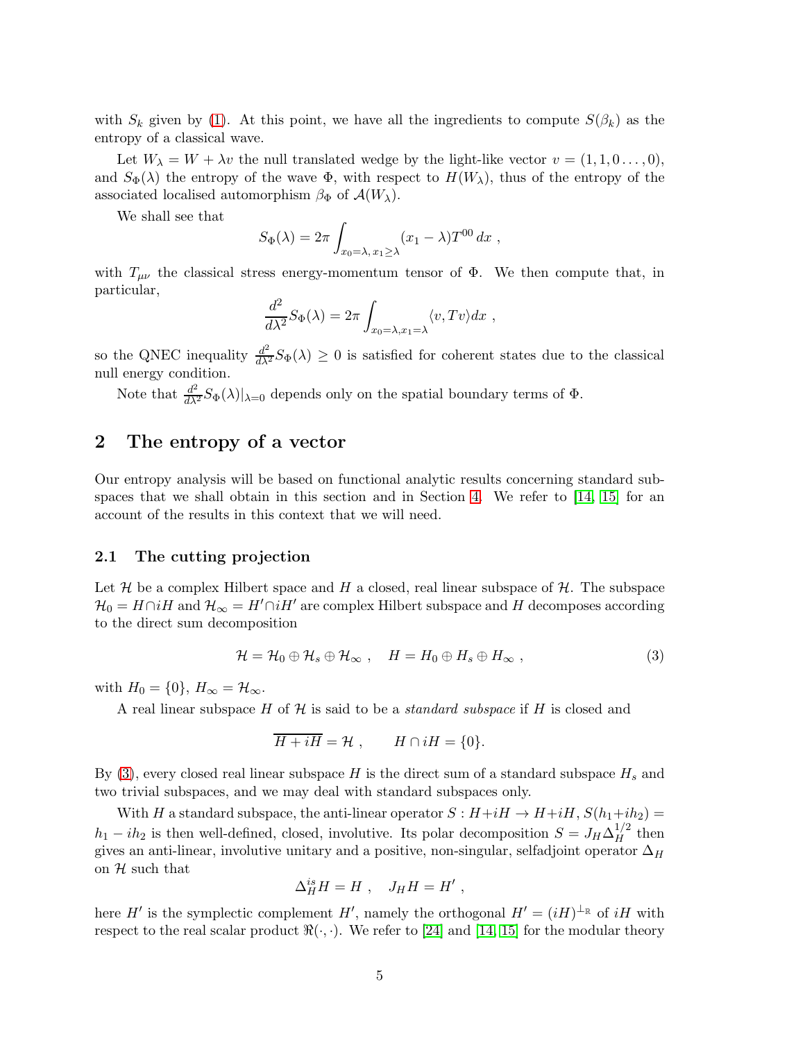with $S_k$ given by (1). At this point, we have all the ingredients to compute $S(\beta_k)$ as the entropy of a classical wave.

Let $W_\lambda = W + \lambda v$ the null translated wedge by the light-like vector $v = (1, 1, 0 \dots, 0)$, and $S_\Phi(\lambda)$ the entropy of the wave $\Phi$, with respect to $H(W_\lambda)$, thus of the entropy of the associated localised automorphism $\beta_\Phi$ of $\mathcal{A}(W_\lambda)$.

We shall see that

$$S_\Phi(\lambda) = 2\pi \int_{x_0=\lambda,\, x_1 \geq \lambda} (x_1 - \lambda) T^{00}\, dx\ ,$$

with $T_{\mu\nu}$ the classical stress energy-momentum tensor of $\Phi$. We then compute that, in particular,

$$\frac{d^2}{d\lambda^2} S_\Phi(\lambda) = 2\pi \int_{x_0=\lambda, x_1=\lambda} \langle v, Tv\rangle dx\ ,$$

so the QNEC inequality $\frac{d^2}{d\lambda^2} S_\Phi(\lambda) \geq 0$ is satisfied for coherent states due to the classical null energy condition.

Note that $\frac{d^2}{d\lambda^2} S_\Phi(\lambda)|_{\lambda=0}$ depends only on the spatial boundary terms of $\Phi$.

## 2 The entropy of a vector

Our entropy analysis will be based on functional analytic results concerning standard subspaces that we shall obtain in this section and in Section 4. We refer to [14, 15] for an account of the results in this context that we will need.

### 2.1 The cutting projection

Let $\mathcal{H}$ be a complex Hilbert space and $H$ a closed, real linear subspace of $\mathcal{H}$. The subspace $\mathcal{H}_0 = H \cap iH$ and $\mathcal{H}_\infty = H' \cap iH'$ are complex Hilbert subspace and $H$ decomposes according to the direct sum decomposition

$$\mathcal{H} = \mathcal{H}_0 \oplus \mathcal{H}_s \oplus \mathcal{H}_\infty\ , \quad H = H_0 \oplus H_s \oplus H_\infty\ , \tag{3}$$

with $H_0 = \{0\}$, $H_\infty = \mathcal{H}_\infty$.

A real linear subspace $H$ of $\mathcal{H}$ is said to be a *standard subspace* if $H$ is closed and

$$\overline{H + iH} = \mathcal{H}\ , \qquad H \cap iH = \{0\}.$$

By (3), every closed real linear subspace $H$ is the direct sum of a standard subspace $H_s$ and two trivial subspaces, and we may deal with standard subspaces only.

With $H$ a standard subspace, the anti-linear operator $S : H + iH \to H + iH$, $S(h_1 + ih_2) = h_1 - ih_2$ is then well-defined, closed, involutive. Its polar decomposition $S = J_H \Delta_H^{1/2}$ then gives an anti-linear, involutive unitary and a positive, non-singular, selfadjoint operator $\Delta_H$ on $\mathcal{H}$ such that

$$\Delta_H^{is} H = H\ , \quad J_H H = H'\ ,$$

here $H'$ is the symplectic complement $H'$, namely the orthogonal $H' = (iH)^{\perp_\mathbb{R}}$ of $iH$ with respect to the real scalar product $\Re(\cdot,\cdot)$. We refer to [24] and [14, 15] for the modular theory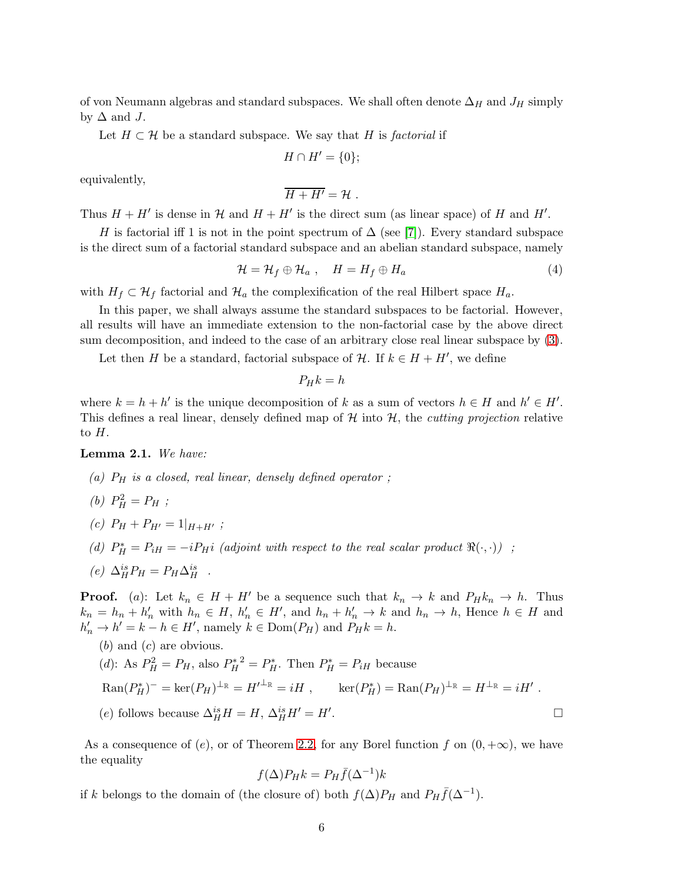of von Neumann algebras and standard subspaces. We shall often denote $\Delta_H$ and $J_H$ simply by $\Delta$ and $J$.

Let $H \subset \mathcal{H}$ be a standard subspace. We say that $H$ is *factorial* if

$$H \cap H' = \{0\};$$

equivalently,

$$\overline{H + H'} = \mathcal{H} \ .$$

Thus $H + H'$ is dense in $\mathcal{H}$ and $H + H'$ is the direct sum (as linear space) of $H$ and $H'$.

$H$ is factorial iff 1 is not in the point spectrum of $\Delta$ (see [7]). Every standard subspace is the direct sum of a factorial standard subspace and an abelian standard subspace, namely

$$\mathcal{H} = \mathcal{H}_f \oplus \mathcal{H}_a \ , \quad H = H_f \oplus H_a \tag{4}$$

with $H_f \subset \mathcal{H}_f$ factorial and $\mathcal{H}_a$ the complexification of the real Hilbert space $H_a$.

In this paper, we shall always assume the standard subspaces to be factorial. However, all results will have an immediate extension to the non-factorial case by the above direct sum decomposition, and indeed to the case of an arbitrary close real linear subspace by (3).

Let then $H$ be a standard, factorial subspace of $\mathcal{H}$. If $k \in H + H'$, we define

$$P_H k = h$$

where $k = h + h'$ is the unique decomposition of $k$ as a sum of vectors $h \in H$ and $h' \in H'$. This defines a real linear, densely defined map of $\mathcal{H}$ into $\mathcal{H}$, the *cutting projection* relative to $H$.

**Lemma 2.1.** *We have:*

*(a) $P_H$ is a closed, real linear, densely defined operator ;*

*(b) $P_H^2 = P_H$ ;*

*(c) $P_H + P_{H'} = 1|_{H+H'}$ ;*

*(d) $P_H^* = P_{iH} = -iP_H i$ (adjoint with respect to the real scalar product $\Re(\cdot,\cdot)$) ;*

*(e) $\Delta_H^{is} P_H = P_H \Delta_H^{is}$ .*

**Proof.** $(a)$: Let $k_n \in H + H'$ be a sequence such that $k_n \to k$ and $P_H k_n \to h$. Thus $k_n = h_n + h'_n$ with $h_n \in H$, $h'_n \in H'$, and $h_n + h'_n \to k$ and $h_n \to h$, Hence $h \in H$ and $h'_n \to h' = k - h \in H'$, namely $k \in \mathrm{Dom}(P_H)$ and $P_H k = h$.

$(b)$ and $(c)$ are obvious.

$(d)$: As $P_H^2 = P_H$, also ${P_H^*}^2 = P_H^*$. Then $P_H^* = P_{iH}$ because

$$\mathrm{Ran}(P_H^*)^- = \ker(P_H)^{\perp_\mathbb{R}} = {H'}^{\perp_\mathbb{R}} = iH \ , \qquad \ker(P_H^*) = \mathrm{Ran}(P_H)^{\perp_\mathbb{R}} = H^{\perp_\mathbb{R}} = iH' \ .$$

$(e)$ follows because $\Delta_H^{is} H = H$, $\Delta_H^{is} H' = H'$. $\square$

As a consequence of $(e)$, or of Theorem 2.2, for any Borel function $f$ on $(0, +\infty)$, we have the equality

$$f(\Delta) P_H k = P_H \bar{f}(\Delta^{-1}) k$$

if $k$ belongs to the domain of (the closure of) both $f(\Delta) P_H$ and $P_H \bar{f}(\Delta^{-1})$.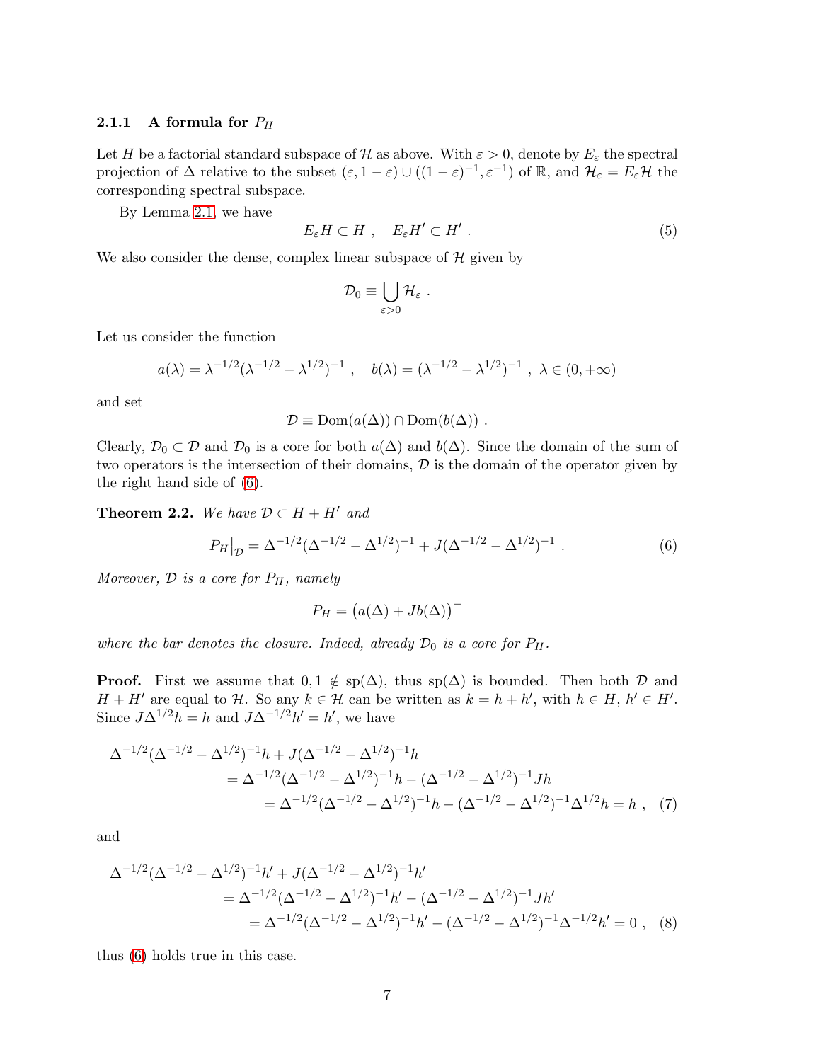### 2.1.1 A formula for $P_H$

Let $H$ be a factorial standard subspace of $\mathcal{H}$ as above. With $\varepsilon > 0$, denote by $E_\varepsilon$ the spectral projection of $\Delta$ relative to the subset $(\varepsilon, 1-\varepsilon) \cup ((1-\varepsilon)^{-1}, \varepsilon^{-1})$ of $\mathbb{R}$, and $\mathcal{H}_\varepsilon = E_\varepsilon \mathcal{H}$ the corresponding spectral subspace.

By Lemma 2.1, we have

$$E_\varepsilon H \subset H \ , \quad E_\varepsilon H' \subset H' \ . \tag{5}$$

We also consider the dense, complex linear subspace of $\mathcal{H}$ given by

$$\mathcal{D}_0 \equiv \bigcup_{\varepsilon > 0} \mathcal{H}_\varepsilon \ .$$

Let us consider the function

$$a(\lambda) = \lambda^{-1/2}(\lambda^{-1/2} - \lambda^{1/2})^{-1} \ , \quad b(\lambda) = (\lambda^{-1/2} - \lambda^{1/2})^{-1} \ , \ \lambda \in (0, +\infty)$$

and set

$$\mathcal{D} \equiv \mathrm{Dom}(a(\Delta)) \cap \mathrm{Dom}(b(\Delta)) \ .$$

Clearly, $\mathcal{D}_0 \subset \mathcal{D}$ and $\mathcal{D}_0$ is a core for both $a(\Delta)$ and $b(\Delta)$. Since the domain of the sum of two operators is the intersection of their domains, $\mathcal{D}$ is the domain of the operator given by the right hand side of (6).

**Theorem 2.2.** *We have $\mathcal{D} \subset H + H'$ and*

$$P_H\big|_{\mathcal{D}} = \Delta^{-1/2}(\Delta^{-1/2} - \Delta^{1/2})^{-1} + J(\Delta^{-1/2} - \Delta^{1/2})^{-1} \ . \tag{6}$$

*Moreover, $\mathcal{D}$ is a core for $P_H$, namely*

$$P_H = \big(a(\Delta) + Jb(\Delta)\big)^{-}$$

*where the bar denotes the closure. Indeed, already $\mathcal{D}_0$ is a core for $P_H$.*

**Proof.** First we assume that $0, 1 \notin \mathrm{sp}(\Delta)$, thus $\mathrm{sp}(\Delta)$ is bounded. Then both $\mathcal{D}$ and $H + H'$ are equal to $\mathcal{H}$. So any $k \in \mathcal{H}$ can be written as $k = h + h'$, with $h \in H$, $h' \in H'$. Since $J\Delta^{1/2}h = h$ and $J\Delta^{-1/2}h' = h'$, we have

$$\begin{aligned}
\Delta^{-1/2}&(\Delta^{-1/2} - \Delta^{1/2})^{-1}h + J(\Delta^{-1/2} - \Delta^{1/2})^{-1}h \\
&= \Delta^{-1/2}(\Delta^{-1/2} - \Delta^{1/2})^{-1}h - (\Delta^{-1/2} - \Delta^{1/2})^{-1}Jh \\
&\quad = \Delta^{-1/2}(\Delta^{-1/2} - \Delta^{1/2})^{-1}h - (\Delta^{-1/2} - \Delta^{1/2})^{-1}\Delta^{1/2}h = h \ ,
\end{aligned} \tag{7}$$

and

$$\begin{aligned}
\Delta^{-1/2}&(\Delta^{-1/2} - \Delta^{1/2})^{-1}h' + J(\Delta^{-1/2} - \Delta^{1/2})^{-1}h' \\
&= \Delta^{-1/2}(\Delta^{-1/2} - \Delta^{1/2})^{-1}h' - (\Delta^{-1/2} - \Delta^{1/2})^{-1}Jh' \\
&\quad = \Delta^{-1/2}(\Delta^{-1/2} - \Delta^{1/2})^{-1}h' - (\Delta^{-1/2} - \Delta^{1/2})^{-1}\Delta^{-1/2}h' = 0 \ ,
\end{aligned} \tag{8}$$

thus (6) holds true in this case.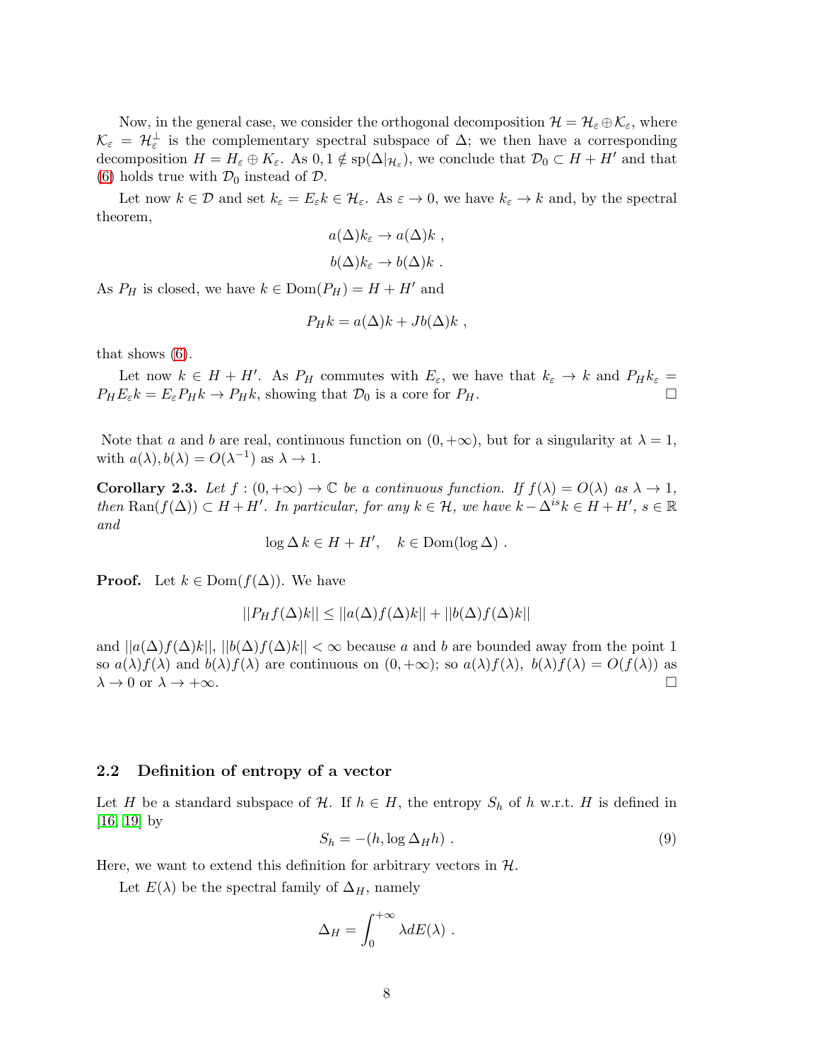Now, in the general case, we consider the orthogonal decomposition $\mathcal{H} = \mathcal{H}_\varepsilon \oplus \mathcal{K}_\varepsilon$, where $\mathcal{K}_\varepsilon = \mathcal{H}_\varepsilon^\perp$ is the complementary spectral subspace of $\Delta$; we then have a corresponding decomposition $H = H_\varepsilon \oplus K_\varepsilon$. As $0, 1 \notin \mathrm{sp}(\Delta|_{\mathcal{H}_\varepsilon})$, we conclude that $\mathcal{D}_0 \subset H + H'$ and that (6) holds true with $\mathcal{D}_0$ instead of $\mathcal{D}$.

Let now $k \in \mathcal{D}$ and set $k_\varepsilon = E_\varepsilon k \in \mathcal{H}_\varepsilon$. As $\varepsilon \to 0$, we have $k_\varepsilon \to k$ and, by the spectral theorem,

$$a(\Delta)k_\varepsilon \to a(\Delta)k \ ,$$

$$b(\Delta)k_\varepsilon \to b(\Delta)k \ .$$

As $P_H$ is closed, we have $k \in \mathrm{Dom}(P_H) = H + H'$ and

$$P_H k = a(\Delta)k + Jb(\Delta)k \ ,$$

that shows (6).

Let now $k \in H + H'$. As $P_H$ commutes with $E_\varepsilon$, we have that $k_\varepsilon \to k$ and $P_H k_\varepsilon = P_H E_\varepsilon k = E_\varepsilon P_H k \to P_H k$, showing that $\mathcal{D}_0$ is a core for $P_H$. □

Note that $a$ and $b$ are real, continuous function on $(0, +\infty)$, but for a singularity at $\lambda = 1$, with $a(\lambda), b(\lambda) = O(\lambda^{-1})$ as $\lambda \to 1$.

**Corollary 2.3.** *Let $f : (0, +\infty) \to \mathbb{C}$ be a continuous function. If $f(\lambda) = O(\lambda)$ as $\lambda \to 1$, then $\mathrm{Ran}(f(\Delta)) \subset H + H'$. In particular, for any $k \in \mathcal{H}$, we have $k - \Delta^{is}k \in H + H'$, $s \in \mathbb{R}$ and*

$$\log \Delta\, k \in H + H', \quad k \in \mathrm{Dom}(\log \Delta) \ .$$

**Proof.** Let $k \in \mathrm{Dom}(f(\Delta))$. We have

$$||P_H f(\Delta)k|| \leq ||a(\Delta)f(\Delta)k|| + ||b(\Delta)f(\Delta)k||$$

and $||a(\Delta)f(\Delta)k||$, $||b(\Delta)f(\Delta)k|| < \infty$ because $a$ and $b$ are bounded away from the point 1 so $a(\lambda)f(\lambda)$ and $b(\lambda)f(\lambda)$ are continuous on $(0, +\infty)$; so $a(\lambda)f(\lambda)$, $b(\lambda)f(\lambda) = O(f(\lambda))$ as $\lambda \to 0$ or $\lambda \to +\infty$. □

## 2.2 Definition of entropy of a vector

Let $H$ be a standard subspace of $\mathcal{H}$. If $h \in H$, the entropy $S_h$ of $h$ w.r.t. $H$ is defined in [16, 19] by

$$S_h = -(h, \log \Delta_H h) \ . \tag{9}$$

Here, we want to extend this definition for arbitrary vectors in $\mathcal{H}$.

Let $E(\lambda)$ be the spectral family of $\Delta_H$, namely

$$\Delta_H = \int_0^{+\infty} \lambda dE(\lambda) \ .$$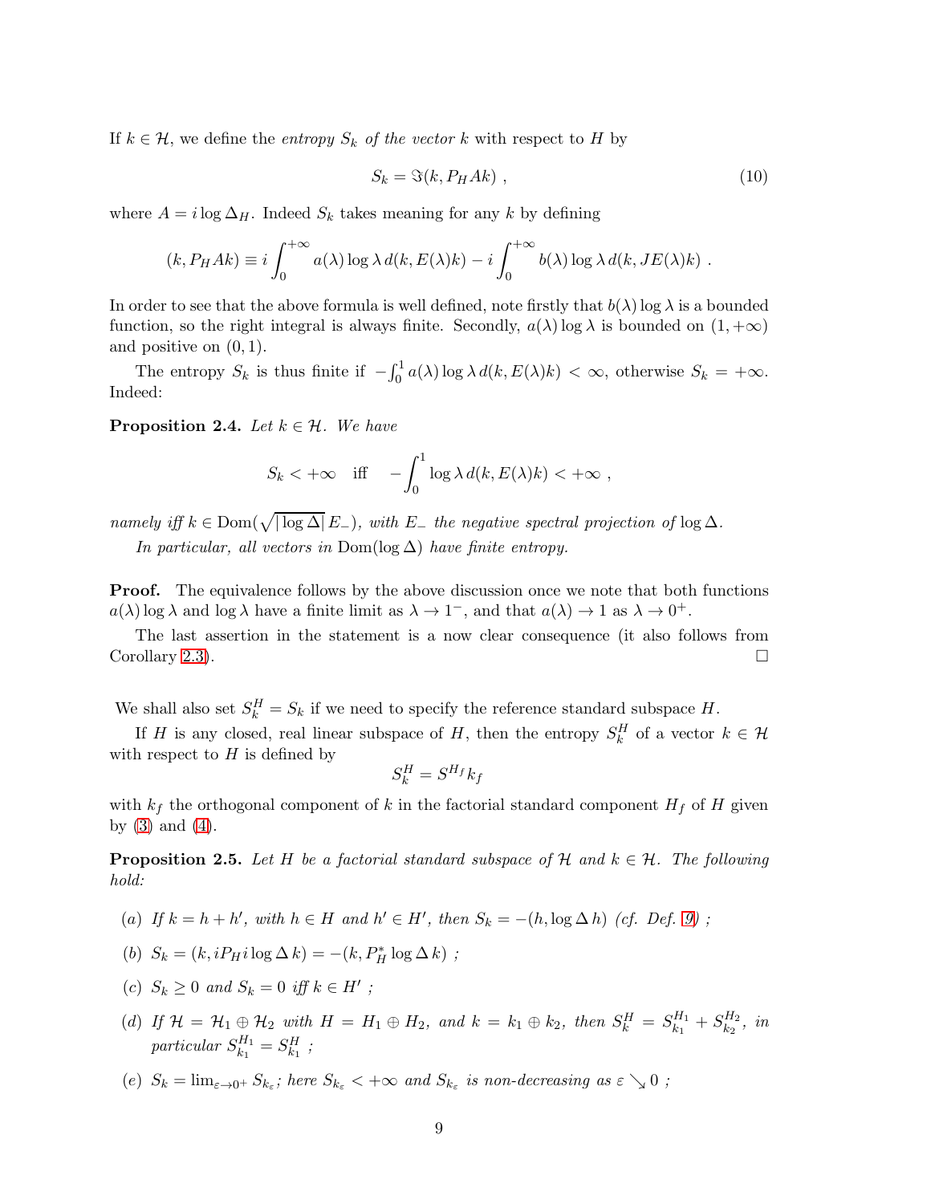If $k \in \mathcal{H}$, we define the *entropy* $S_k$ *of the vector* $k$ with respect to $H$ by

$$S_k = \Im(k, P_H A k) \ , \tag{10}$$

where $A = i \log \Delta_H$. Indeed $S_k$ takes meaning for any $k$ by defining

$$(k, P_H A k) \equiv i \int_0^{+\infty} a(\lambda) \log \lambda \, d(k, E(\lambda)k) - i \int_0^{+\infty} b(\lambda) \log \lambda \, d(k, JE(\lambda)k) \ .$$

In order to see that the above formula is well defined, note firstly that $b(\lambda)\log\lambda$ is a bounded function, so the right integral is always finite. Secondly, $a(\lambda)\log\lambda$ is bounded on $(1, +\infty)$ and positive on $(0, 1)$.

The entropy $S_k$ is thus finite if $-\int_0^1 a(\lambda)\log\lambda \, d(k, E(\lambda)k) < \infty$, otherwise $S_k = +\infty$. Indeed:

**Proposition 2.4.** *Let* $k \in \mathcal{H}$. *We have*

$$S_k < +\infty \quad \text{iff} \quad -\int_0^1 \log \lambda \, d(k, E(\lambda)k) < +\infty \ ,$$

*namely iff* $k \in \mathrm{Dom}(\sqrt{|\log \Delta|}\, E_-)$, *with* $E_-$ *the negative spectral projection of* $\log \Delta$.

*In particular, all vectors in* $\mathrm{Dom}(\log \Delta)$ *have finite entropy.*

**Proof.** The equivalence follows by the above discussion once we note that both functions $a(\lambda)\log\lambda$ and $\log\lambda$ have a finite limit as $\lambda \to 1^-$, and that $a(\lambda) \to 1$ as $\lambda \to 0^+$.

The last assertion in the statement is a now clear consequence (it also follows from Corollary 2.3). □

We shall also set $S_k^H = S_k$ if we need to specify the reference standard subspace $H$.

If $H$ is any closed, real linear subspace of $H$, then the entropy $S_k^H$ of a vector $k \in \mathcal{H}$ with respect to $H$ is defined by

$$S_k^H = S^{H_f} k_f$$

with $k_f$ the orthogonal component of $k$ in the factorial standard component $H_f$ of $H$ given by (3) and (4).

**Proposition 2.5.** *Let* $H$ *be a factorial standard subspace of* $\mathcal{H}$ *and* $k \in \mathcal{H}$. *The following hold:*

- (a) *If* $k = h + h'$, *with* $h \in H$ *and* $h' \in H'$, *then* $S_k = -(h, \log \Delta \, h)$ *(cf. Def. 9)* ;
- (b) $S_k = (k, i P_H i \log \Delta \, k) = -(k, P_H^* \log \Delta \, k)$ ;
- (c) $S_k \geq 0$ *and* $S_k = 0$ *iff* $k \in H'$ ;
- (d) *If* $\mathcal{H} = \mathcal{H}_1 \oplus \mathcal{H}_2$ *with* $H = H_1 \oplus H_2$, *and* $k = k_1 \oplus k_2$, *then* $S_k^H = S_{k_1}^{H_1} + S_{k_2}^{H_2}$, *in particular* $S_{k_1}^{H_1} = S_{k_1}^H$ ;
- (e) $S_k = \lim_{\varepsilon \to 0^+} S_{k_\varepsilon}$; *here* $S_{k_\varepsilon} < +\infty$ *and* $S_{k_\varepsilon}$ *is non-decreasing as* $\varepsilon \searrow 0$ ;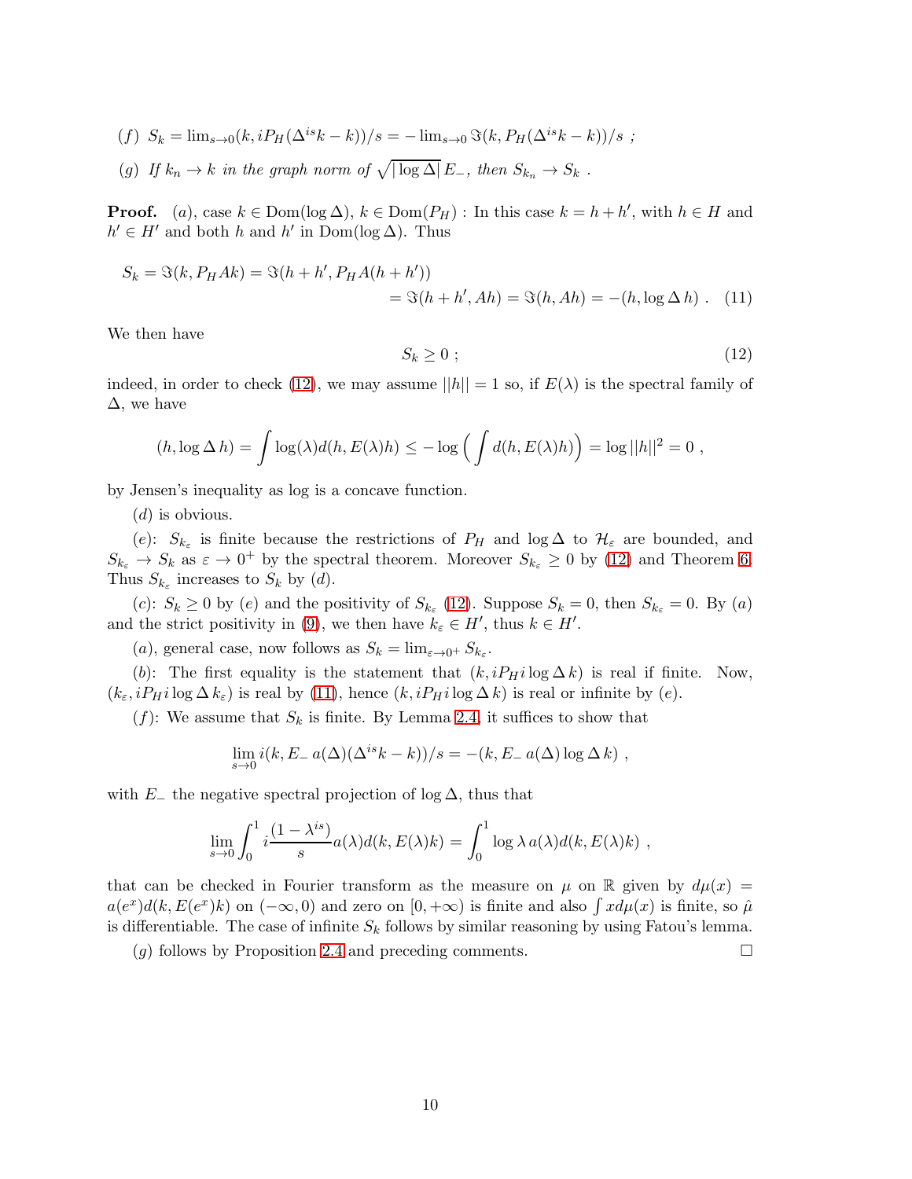($f$) $S_k = \lim_{s\to 0}(k, iP_H(\Delta^{is}k - k))/s = -\lim_{s\to 0}\Im(k, P_H(\Delta^{is}k - k))/s$ ;

($g$) *If* $k_n \to k$ *in the graph norm of* $\sqrt{|\log\Delta|}\,E_-$, *then* $S_{k_n} \to S_k$ .

**Proof.** ($a$), case $k \in \mathrm{Dom}(\log\Delta)$, $k \in \mathrm{Dom}(P_H)$ : In this case $k = h + h'$, with $h \in H$ and $h' \in H'$ and both $h$ and $h'$ in $\mathrm{Dom}(\log\Delta)$. Thus

$$
\begin{aligned}
S_k = \Im(k, P_H A k) &= \Im(h + h', P_H A(h + h')) \\
&= \Im(h + h', Ah) = \Im(h, Ah) = -(h, \log\Delta\, h) \ . \quad (11)
\end{aligned}
$$

We then have

$$
S_k \geq 0 \ ; \tag{12}
$$

indeed, in order to check (12), we may assume $||h|| = 1$ so, if $E(\lambda)$ is the spectral family of $\Delta$, we have

$$
(h, \log\Delta\, h) = \int \log(\lambda) d(h, E(\lambda)h) \leq -\log\Big(\int d(h, E(\lambda)h)\Big) = \log ||h||^2 = 0 \ ,
$$

by Jensen's inequality as log is a concave function.

($d$) is obvious.

($e$): $S_{k_\varepsilon}$ is finite because the restrictions of $P_H$ and $\log\Delta$ to $\mathcal{H}_\varepsilon$ are bounded, and $S_{k_\varepsilon} \to S_k$ as $\varepsilon \to 0^+$ by the spectral theorem. Moreover $S_{k_\varepsilon} \geq 0$ by (12) and Theorem 6. Thus $S_{k_\varepsilon}$ increases to $S_k$ by ($d$).

($c$): $S_k \geq 0$ by ($e$) and the positivity of $S_{k_\varepsilon}$ (12). Suppose $S_k = 0$, then $S_{k_\varepsilon} = 0$. By ($a$) and the strict positivity in (9), we then have $k_\varepsilon \in H'$, thus $k \in H'$.

($a$), general case, now follows as $S_k = \lim_{\varepsilon\to 0^+} S_{k_\varepsilon}$.

($b$): The first equality is the statement that $(k, iP_H i\log\Delta\, k)$ is real if finite. Now, $(k_\varepsilon, iP_H i\log\Delta\, k_\varepsilon)$ is real by (11), hence $(k, iP_H i\log\Delta\, k)$ is real or infinite by ($e$).

($f$): We assume that $S_k$ is finite. By Lemma 2.4, it suffices to show that

$$
\lim_{s\to 0} i(k, E_-\, a(\Delta)(\Delta^{is}k - k))/s = -(k, E_-\, a(\Delta)\log\Delta\, k) \ ,
$$

with $E_-$ the negative spectral projection of $\log\Delta$, thus that

$$
\lim_{s\to 0}\int_0^1 i\frac{(1-\lambda^{is})}{s} a(\lambda) d(k, E(\lambda)k) = \int_0^1 \log\lambda\, a(\lambda) d(k, E(\lambda)k) \ ,
$$

that can be checked in Fourier transform as the measure on $\mu$ on $\mathbb{R}$ given by $d\mu(x) = a(e^x)d(k, E(e^x)k)$ on $(-\infty, 0)$ and zero on $[0, +\infty)$ is finite and also $\int x d\mu(x)$ is finite, so $\hat{\mu}$ is differentiable. The case of infinite $S_k$ follows by similar reasoning by using Fatou's lemma.

($g$) follows by Proposition 2.4 and preceding comments. $\square$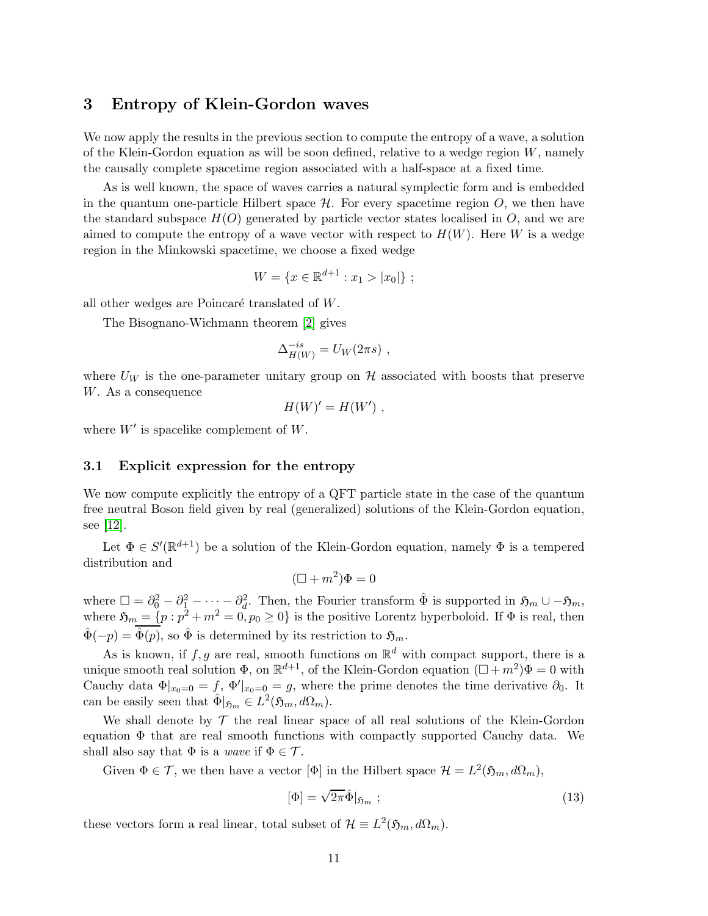# 3 Entropy of Klein-Gordon waves

We now apply the results in the previous section to compute the entropy of a wave, a solution of the Klein-Gordon equation as will be soon defined, relative to a wedge region $W$, namely the causally complete spacetime region associated with a half-space at a fixed time.

As is well known, the space of waves carries a natural symplectic form and is embedded in the quantum one-particle Hilbert space $\mathcal{H}$. For every spacetime region $O$, we then have the standard subspace $H(O)$ generated by particle vector states localised in $O$, and we are aimed to compute the entropy of a wave vector with respect to $H(W)$. Here $W$ is a wedge region in the Minkowski spacetime, we choose a fixed wedge

$$W = \{x \in \mathbb{R}^{d+1} : x_1 > |x_0|\} ;$$

all other wedges are Poincaré translated of $W$.

The Bisognano-Wichmann theorem [2] gives

$$\Delta_{H(W)}^{-is} = U_W(2\pi s) ,$$

where $U_W$ is the one-parameter unitary group on $\mathcal{H}$ associated with boosts that preserve $W$. As a consequence

$$H(W)' = H(W') ,$$

where $W'$ is spacelike complement of $W$.

## 3.1 Explicit expression for the entropy

We now compute explicitly the entropy of a QFT particle state in the case of the quantum free neutral Boson field given by real (generalized) solutions of the Klein-Gordon equation, see [12].

Let $\Phi \in S'(\mathbb{R}^{d+1})$ be a solution of the Klein-Gordon equation, namely $\Phi$ is a tempered distribution and

$$(\Box + m^2)\Phi = 0$$

where $\Box = \partial_0^2 - \partial_1^2 - \cdots - \partial_d^2$. Then, the Fourier transform $\hat{\Phi}$ is supported in $\mathfrak{H}_m \cup -\mathfrak{H}_m$, where $\mathfrak{H}_m = \{p : p^2 + m^2 = 0, p_0 \geq 0\}$ is the positive Lorentz hyperboloid. If $\Phi$ is real, then $\hat{\Phi}(-p) = \overline{\hat{\Phi}(p)}$, so $\hat{\Phi}$ is determined by its restriction to $\mathfrak{H}_m$.

As is known, if $f, g$ are real, smooth functions on $\mathbb{R}^d$ with compact support, there is a unique smooth real solution $\Phi$, on $\mathbb{R}^{d+1}$, of the Klein-Gordon equation $(\Box + m^2)\Phi = 0$ with Cauchy data $\Phi|_{x_0=0} = f$, $\Phi'|_{x_0=0} = g$, where the prime denotes the time derivative $\partial_0$. It can be easily seen that $\hat{\Phi}|_{\mathfrak{H}_m} \in L^2(\mathfrak{H}_m, d\Omega_m)$.

We shall denote by $\mathcal{T}$ the real linear space of all real solutions of the Klein-Gordon equation $\Phi$ that are real smooth functions with compactly supported Cauchy data. We shall also say that $\Phi$ is a *wave* if $\Phi \in \mathcal{T}$.

Given $\Phi \in \mathcal{T}$, we then have a vector $[\Phi]$ in the Hilbert space $\mathcal{H} = L^2(\mathfrak{H}_m, d\Omega_m)$,

$$[\Phi] = \sqrt{2\pi}\hat{\Phi}|_{\mathfrak{H}_m} ; \tag{13}$$

these vectors form a real linear, total subset of $\mathcal{H} \equiv L^2(\mathfrak{H}_m, d\Omega_m)$.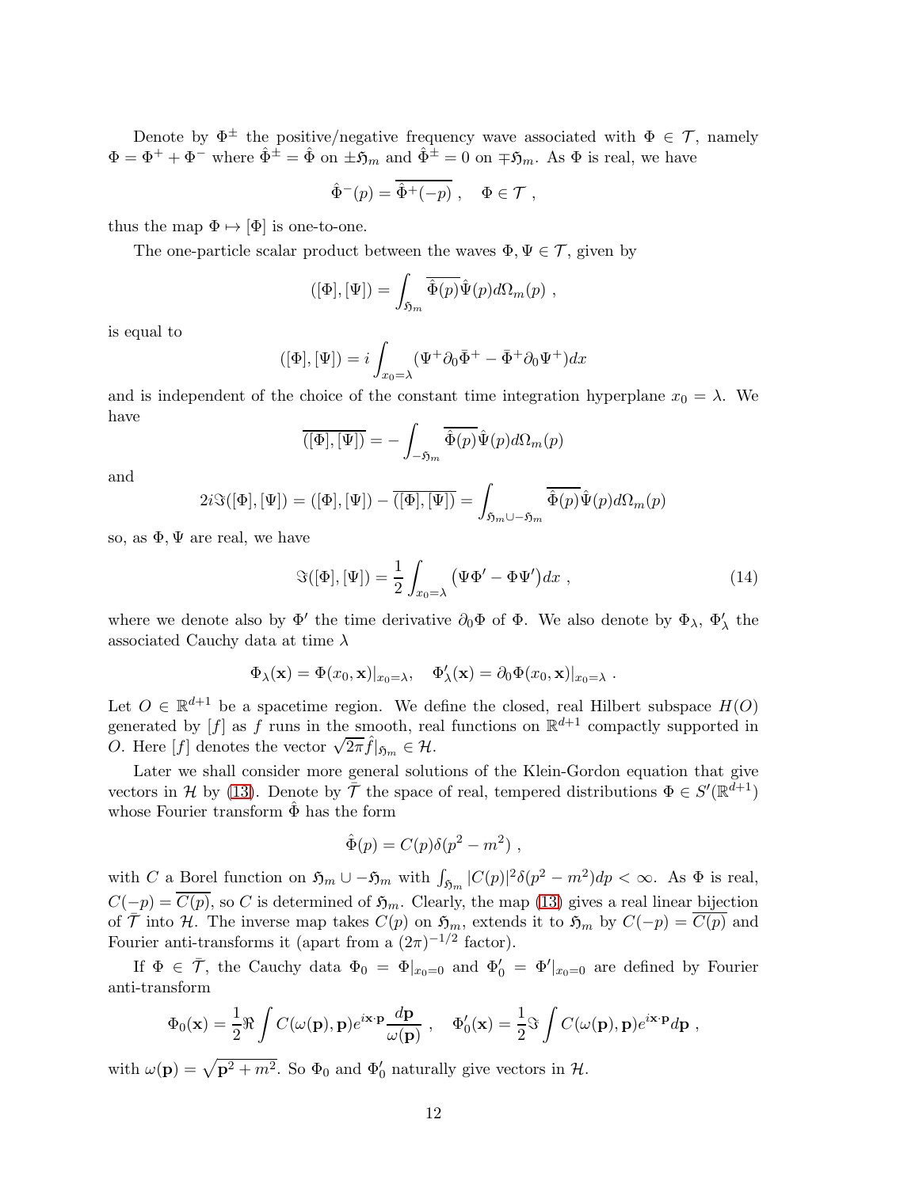Denote by $\Phi^{\pm}$ the positive/negative frequency wave associated with $\Phi \in \mathcal{T}$, namely $\Phi = \Phi^+ + \Phi^-$ where $\hat{\Phi}^{\pm} = \hat{\Phi}$ on $\pm\mathfrak{H}_m$ and $\hat{\Phi}^{\pm} = 0$ on $\mp\mathfrak{H}_m$. As $\Phi$ is real, we have

$$\hat{\Phi}^-(p) = \overline{\hat{\Phi}^+(-p)} \ , \quad \Phi \in \mathcal{T} \ ,$$

thus the map $\Phi \mapsto [\Phi]$ is one-to-one.

The one-particle scalar product between the waves $\Phi, \Psi \in \mathcal{T}$, given by

$$([\Phi], [\Psi]) = \int_{\mathfrak{H}_m} \overline{\hat{\Phi}(p)} \hat{\Psi}(p) d\Omega_m(p) \ ,$$

is equal to

$$([\Phi], [\Psi]) = i \int_{x_0 = \lambda} (\Psi^+ \partial_0 \bar{\Phi}^+ - \bar{\Phi}^+ \partial_0 \Psi^+) dx$$

and is independent of the choice of the constant time integration hyperplane $x_0 = \lambda$. We have

$$\overline{([\Phi], [\Psi])} = - \int_{-\mathfrak{H}_m} \overline{\hat{\Phi}(p)} \hat{\Psi}(p) d\Omega_m(p)$$

and

$$2i\Im([\Phi], [\Psi]) = ([\Phi], [\Psi]) - \overline{([\Phi], [\Psi])} = \int_{\mathfrak{H}_m \cup -\mathfrak{H}_m} \overline{\hat{\Phi}(p)} \hat{\Psi}(p) d\Omega_m(p)$$

so, as $\Phi, \Psi$ are real, we have

$$\Im([\Phi], [\Psi]) = \frac{1}{2} \int_{x_0 = \lambda} \big(\Psi \Phi' - \Phi \Psi'\big) dx \ , \tag{14}$$

where we denote also by $\Phi'$ the time derivative $\partial_0 \Phi$ of $\Phi$. We also denote by $\Phi_\lambda$, $\Phi'_\lambda$ the associated Cauchy data at time $\lambda$

$$\Phi_\lambda(\mathbf{x}) = \Phi(x_0, \mathbf{x})|_{x_0 = \lambda}, \quad \Phi'_\lambda(\mathbf{x}) = \partial_0 \Phi(x_0, \mathbf{x})|_{x_0 = \lambda} \ .$$

Let $O \in \mathbb{R}^{d+1}$ be a spacetime region. We define the closed, real Hilbert subspace $H(O)$ generated by $[f]$ as $f$ runs in the smooth, real functions on $\mathbb{R}^{d+1}$ compactly supported in $O$. Here $[f]$ denotes the vector $\sqrt{2\pi}\hat{f}|_{\mathfrak{H}_m} \in \mathcal{H}$.

Later we shall consider more general solutions of the Klein-Gordon equation that give vectors in $\mathcal{H}$ by (13). Denote by $\bar{\mathcal{T}}$ the space of real, tempered distributions $\Phi \in S'(\mathbb{R}^{d+1})$ whose Fourier transform $\hat{\Phi}$ has the form

$$\hat{\Phi}(p) = C(p)\delta(p^2 - m^2) \ ,$$

with $C$ a Borel function on $\mathfrak{H}_m \cup -\mathfrak{H}_m$ with $\int_{\mathfrak{H}_m} |C(p)|^2 \delta(p^2 - m^2) dp < \infty$. As $\Phi$ is real, $C(-p) = \overline{C(p)}$, so $C$ is determined of $\mathfrak{H}_m$. Clearly, the map (13) gives a real linear bijection of $\bar{\mathcal{T}}$ into $\mathcal{H}$. The inverse map takes $C(p)$ on $\mathfrak{H}_m$, extends it to $\mathfrak{H}_m$ by $C(-p) = \overline{C(p)}$ and Fourier anti-transforms it (apart from a $(2\pi)^{-1/2}$ factor).

If $\Phi \in \bar{\mathcal{T}}$, the Cauchy data $\Phi_0 = \Phi|_{x_0=0}$ and $\Phi'_0 = \Phi'|_{x_0=0}$ are defined by Fourier anti-transform

$$\Phi_0(\mathbf{x}) = \frac{1}{2} \Re \int C(\omega(\mathbf{p}), \mathbf{p}) e^{i\mathbf{x}\cdot\mathbf{p}} \frac{d\mathbf{p}}{\omega(\mathbf{p})} \ , \quad \Phi'_0(\mathbf{x}) = \frac{1}{2} \Im \int C(\omega(\mathbf{p}), \mathbf{p}) e^{i\mathbf{x}\cdot\mathbf{p}} d\mathbf{p} \ ,$$

with $\omega(\mathbf{p}) = \sqrt{\mathbf{p}^2 + m^2}$. So $\Phi_0$ and $\Phi'_0$ naturally give vectors in $\mathcal{H}$.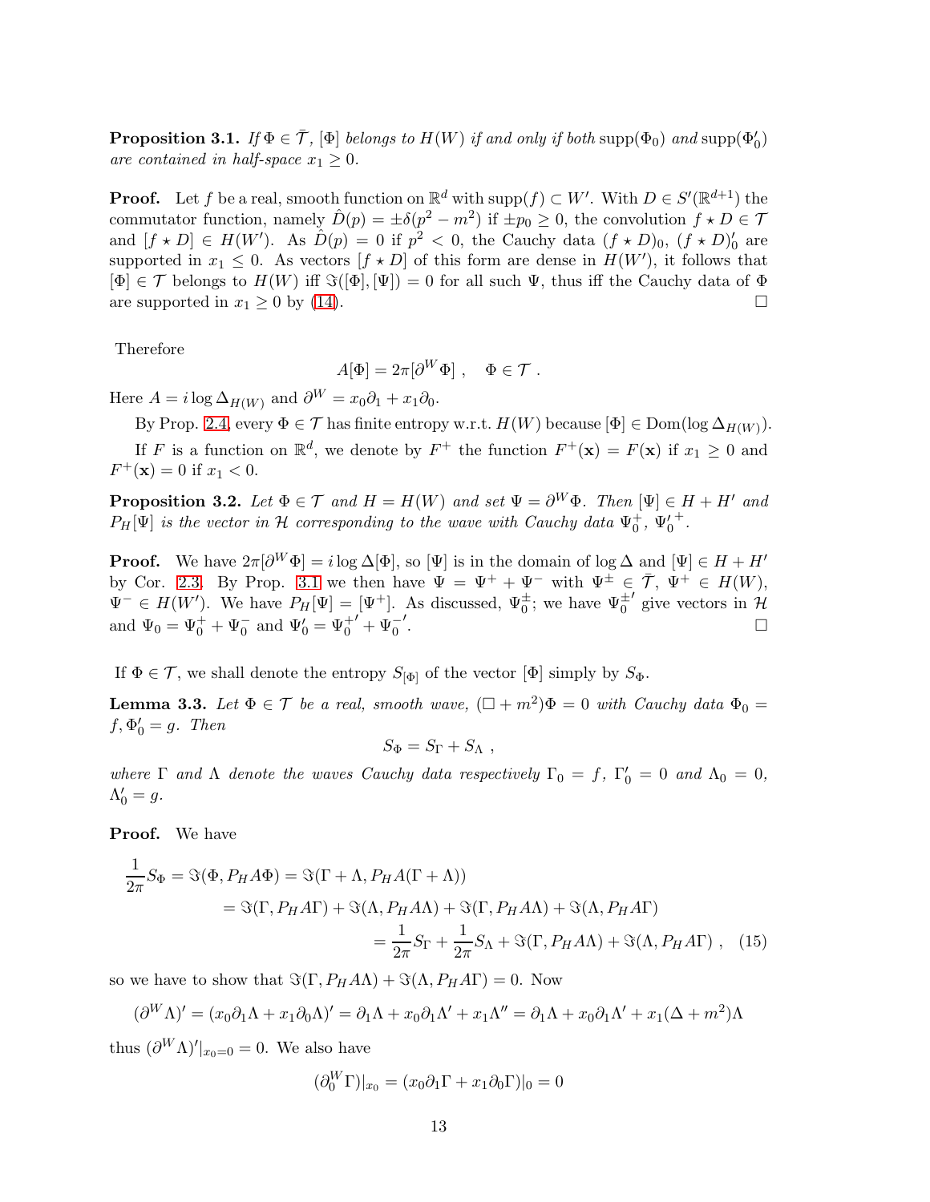**Proposition 3.1.** *If $\Phi \in \bar{\mathcal{T}}$, $[\Phi]$ belongs to $H(W)$ if and only if both* $\mathrm{supp}(\Phi_0)$ *and* $\mathrm{supp}(\Phi'_0)$ *are contained in half-space $x_1 \geq 0$.*

**Proof.** Let $f$ be a real, smooth function on $\mathbb{R}^d$ with $\mathrm{supp}(f) \subset W'$. With $D \in S'(\mathbb{R}^{d+1})$ the commutator function, namely $\hat{D}(p) = \pm\delta(p^2 - m^2)$ if $\pm p_0 \geq 0$, the convolution $f \star D \in \mathcal{T}$ and $[f \star D] \in H(W')$. As $\hat{D}(p) = 0$ if $p^2 < 0$, the Cauchy data $(f \star D)_0$, $(f \star D)'_0$ are supported in $x_1 \leq 0$. As vectors $[f \star D]$ of this form are dense in $H(W')$, it follows that $[\Phi] \in \mathcal{T}$ belongs to $H(W)$ iff $\Im([\Phi], [\Psi]) = 0$ for all such $\Psi$, thus iff the Cauchy data of $\Phi$ are supported in $x_1 \geq 0$ by (14). $\square$

Therefore

$$A[\Phi] = 2\pi[\partial^W \Phi] \ , \quad \Phi \in \mathcal{T} \ .$$

Here $A = i \log \Delta_{H(W)}$ and $\partial^W = x_0 \partial_1 + x_1 \partial_0$.

By Prop. 2.4, every $\Phi \in \mathcal{T}$ has finite entropy w.r.t. $H(W)$ because $[\Phi] \in \mathrm{Dom}(\log \Delta_{H(W)})$.

If $F$ is a function on $\mathbb{R}^d$, we denote by $F^+$ the function $F^+(\mathbf{x}) = F(\mathbf{x})$ if $x_1 \geq 0$ and $F^+(\mathbf{x}) = 0$ if $x_1 < 0$.

**Proposition 3.2.** *Let $\Phi \in \mathcal{T}$ and $H = H(W)$ and set $\Psi = \partial^W \Phi$. Then $[\Psi] \in H + H'$ and $P_H[\Psi]$ is the vector in $\mathcal{H}$ corresponding to the wave with Cauchy data $\Psi_0^+$, ${\Psi'_0}^+$.*

**Proof.** We have $2\pi[\partial^W \Phi] = i \log \Delta[\Phi]$, so $[\Psi]$ is in the domain of $\log \Delta$ and $[\Psi] \in H + H'$ by Cor. 2.3. By Prop. 3.1 we then have $\Psi = \Psi^+ + \Psi^-$ with $\Psi^\pm \in \bar{\mathcal{T}}$, $\Psi^+ \in H(W)$, $\Psi^- \in H(W')$. We have $P_H[\Psi] = [\Psi^+]$. As discussed, $\Psi_0^\pm$; we have ${\Psi_0^\pm}'$ give vectors in $\mathcal{H}$ and $\Psi_0 = \Psi_0^+ + \Psi_0^-$ and $\Psi'_0 = {\Psi_0^+}' + {\Psi_0^-}'$. $\square$

If $\Phi \in \mathcal{T}$, we shall denote the entropy $S_{[\Phi]}$ of the vector $[\Phi]$ simply by $S_\Phi$.

**Lemma 3.3.** *Let $\Phi \in \mathcal{T}$ be a real, smooth wave, $(\Box + m^2)\Phi = 0$ with Cauchy data $\Phi_0 = f, \Phi'_0 = g$. Then*

$$S_\Phi = S_\Gamma + S_\Lambda \ ,$$

*where $\Gamma$ and $\Lambda$ denote the waves Cauchy data respectively $\Gamma_0 = f$, $\Gamma'_0 = 0$ and $\Lambda_0 = 0$, $\Lambda'_0 = g$.*

**Proof.** We have

$$\begin{aligned}
\frac{1}{2\pi} S_\Phi = \Im(\Phi, P_H A \Phi) &= \Im(\Gamma + \Lambda, P_H A(\Gamma + \Lambda)) \\
&= \Im(\Gamma, P_H A \Gamma) + \Im(\Lambda, P_H A \Lambda) + \Im(\Gamma, P_H A \Lambda) + \Im(\Lambda, P_H A \Gamma) \\
&= \frac{1}{2\pi} S_\Gamma + \frac{1}{2\pi} S_\Lambda + \Im(\Gamma, P_H A \Lambda) + \Im(\Lambda, P_H A \Gamma) \ , \quad (15)
\end{aligned}$$

so we have to show that $\Im(\Gamma, P_H A \Lambda) + \Im(\Lambda, P_H A \Gamma) = 0$. Now

$$(\partial^W \Lambda)' = (x_0 \partial_1 \Lambda + x_1 \partial_0 \Lambda)' = \partial_1 \Lambda + x_0 \partial_1 \Lambda' + x_1 \Lambda'' = \partial_1 \Lambda + x_0 \partial_1 \Lambda' + x_1 (\Delta + m^2) \Lambda$$

thus $(\partial^W \Lambda)'|_{x_0 = 0} = 0$. We also have

$$(\partial_0^W \Gamma)|_{x_0} = (x_0 \partial_1 \Gamma + x_1 \partial_0 \Gamma)|_0 = 0$$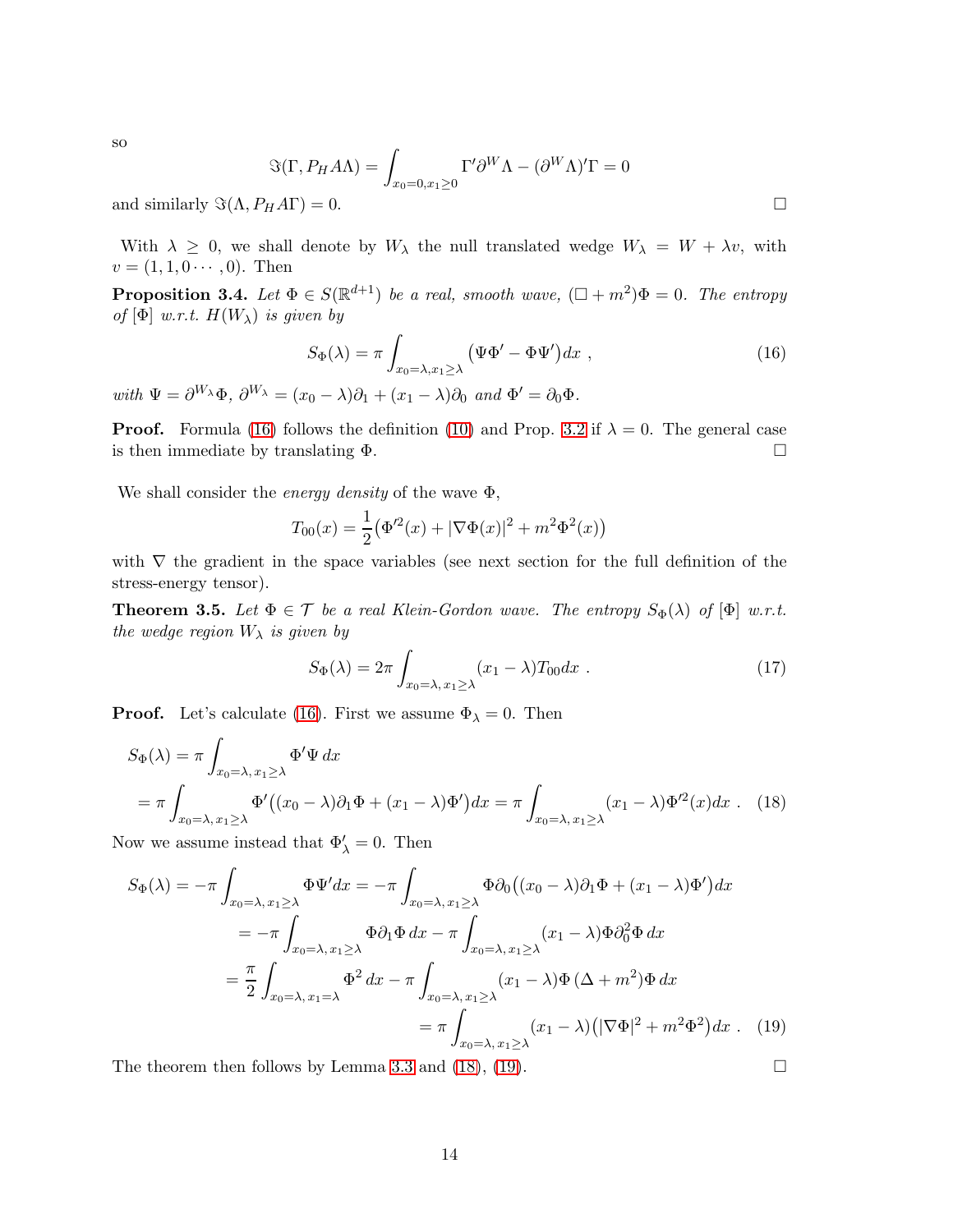so

$$\Im(\Gamma, P_H A\Lambda) = \int_{x_0=0, x_1\geq 0} \Gamma' \partial^W \Lambda - (\partial^W \Lambda)' \Gamma = 0$$

and similarly $\Im(\Lambda, P_H A\Gamma) = 0$. □

With $\lambda \geq 0$, we shall denote by $W_\lambda$ the null translated wedge $W_\lambda = W + \lambda v$, with $v = (1, 1, 0 \cdots, 0)$. Then

**Proposition 3.4.** *Let $\Phi \in S(\mathbb{R}^{d+1})$ be a real, smooth wave, $(\Box + m^2)\Phi = 0$. The entropy of $[\Phi]$ w.r.t. $H(W_\lambda)$ is given by*

$$S_\Phi(\lambda) = \pi \int_{x_0=\lambda, x_1\geq \lambda} \big(\Psi\Phi' - \Phi\Psi'\big)dx \ , \tag{16}$$

*with $\Psi = \partial^{W_\lambda}\Phi$, $\partial^{W_\lambda} = (x_0 - \lambda)\partial_1 + (x_1 - \lambda)\partial_0$ and $\Phi' = \partial_0\Phi$.*

**Proof.** Formula (16) follows the definition (10) and Prop. 3.2 if $\lambda = 0$. The general case is then immediate by translating $\Phi$. □

We shall consider the *energy density* of the wave $\Phi$,

$$T_{00}(x) = \frac{1}{2}\big(\Phi'^2(x) + |\nabla\Phi(x)|^2 + m^2\Phi^2(x)\big)$$

with $\nabla$ the gradient in the space variables (see next section for the full definition of the stress-energy tensor).

**Theorem 3.5.** *Let $\Phi \in \mathcal{T}$ be a real Klein-Gordon wave. The entropy $S_\Phi(\lambda)$ of $[\Phi]$ w.r.t. the wedge region $W_\lambda$ is given by*

$$S_\Phi(\lambda) = 2\pi \int_{x_0=\lambda,\, x_1\geq\lambda} (x_1 - \lambda)T_{00}dx \ . \tag{17}$$

**Proof.** Let's calculate (16). First we assume $\Phi_\lambda = 0$. Then

$$\begin{aligned} S_\Phi(\lambda) &= \pi \int_{x_0=\lambda,\, x_1\geq\lambda} \Phi'\Psi\, dx \\ &= \pi \int_{x_0=\lambda,\, x_1\geq\lambda} \Phi'\big((x_0-\lambda)\partial_1\Phi + (x_1-\lambda)\Phi'\big)dx = \pi \int_{x_0=\lambda,\, x_1\geq\lambda} (x_1-\lambda)\Phi'^2(x)dx \ . \end{aligned} \tag{18}$$

Now we assume instead that $\Phi'_\lambda = 0$. Then

$$\begin{aligned} S_\Phi(\lambda) = -\pi \int_{x_0=\lambda,\, x_1\geq\lambda} \Phi\Psi' dx &= -\pi \int_{x_0=\lambda,\, x_1\geq\lambda} \Phi\partial_0\big((x_0-\lambda)\partial_1\Phi + (x_1-\lambda)\Phi'\big)dx \\ &= -\pi \int_{x_0=\lambda,\, x_1\geq\lambda} \Phi\partial_1\Phi\, dx - \pi \int_{x_0=\lambda,\, x_1\geq\lambda} (x_1-\lambda)\Phi\partial_0^2\Phi\, dx \\ &= \frac{\pi}{2}\int_{x_0=\lambda,\, x_1=\lambda} \Phi^2\, dx - \pi \int_{x_0=\lambda,\, x_1\geq\lambda} (x_1-\lambda)\Phi\,(\Delta + m^2)\Phi\, dx \\ &= \pi \int_{x_0=\lambda,\, x_1\geq\lambda} (x_1-\lambda)\big(|\nabla\Phi|^2 + m^2\Phi^2\big)dx \ . \end{aligned} \tag{19}$$

The theorem then follows by Lemma 3.3 and (18), (19). □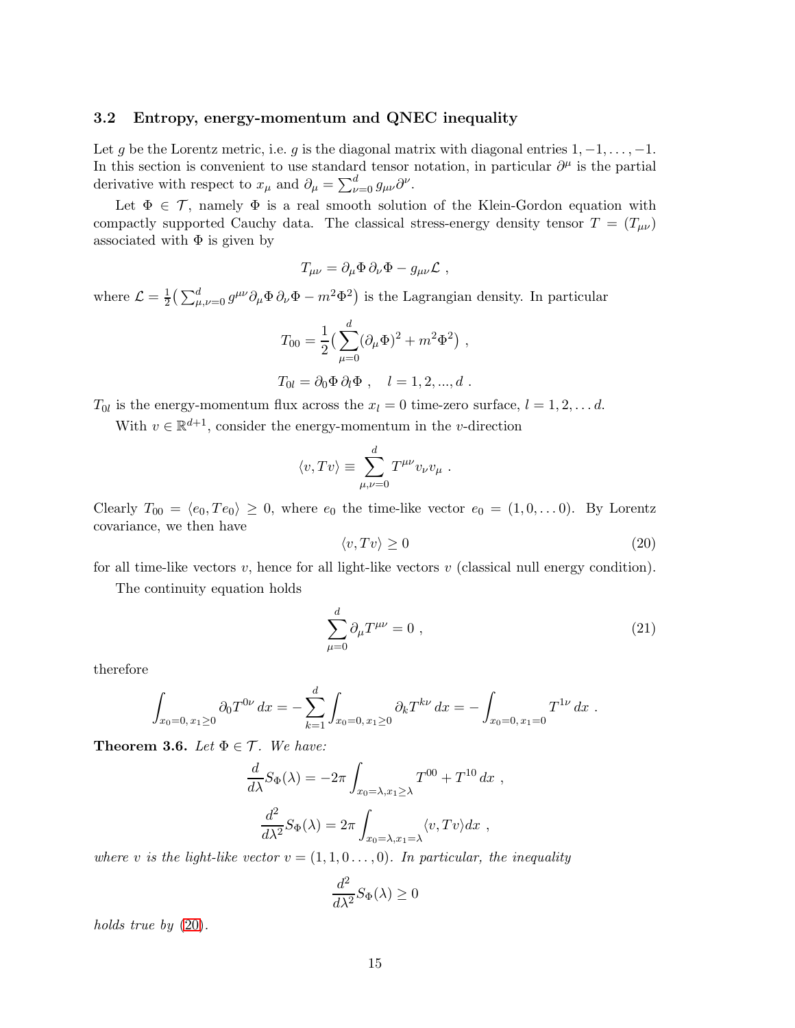### 3.2 Entropy, energy-momentum and QNEC inequality

Let $g$ be the Lorentz metric, i.e. $g$ is the diagonal matrix with diagonal entries $1, -1, \dots, -1$. In this section is convenient to use standard tensor notation, in particular $\partial^\mu$ is the partial derivative with respect to $x_\mu$ and $\partial_\mu = \sum_{\nu=0}^d g_{\mu\nu}\partial^\nu$.

Let $\Phi \in \mathcal{T}$, namely $\Phi$ is a real smooth solution of the Klein-Gordon equation with compactly supported Cauchy data. The classical stress-energy density tensor $T = (T_{\mu\nu})$ associated with $\Phi$ is given by

$$
T_{\mu\nu} = \partial_\mu \Phi \, \partial_\nu \Phi - g_{\mu\nu}\mathcal{L} \ ,
$$

where $\mathcal{L} = \frac{1}{2}\big(\sum_{\mu,\nu=0}^d g^{\mu\nu}\partial_\mu\Phi\,\partial_\nu\Phi - m^2\Phi^2\big)$ is the Lagrangian density. In particular

$$
T_{00} = \frac{1}{2}\big(\sum_{\mu=0}^{d}(\partial_\mu\Phi)^2 + m^2\Phi^2\big) \ ,
$$

$$
T_{0l} = \partial_0\Phi\,\partial_l\Phi \ , \quad l = 1, 2, ..., d \ .
$$

$T_{0l}$ is the energy-momentum flux across the $x_l = 0$ time-zero surface, $l = 1, 2, \dots d$.

With $v \in \mathbb{R}^{d+1}$, consider the energy-momentum in the $v$-direction

$$
\langle v, Tv\rangle \equiv \sum_{\mu,\nu=0}^{d} T^{\mu\nu}v_\nu v_\mu \ .
$$

Clearly $T_{00} = \langle e_0, Te_0\rangle \geq 0$, where $e_0$ the time-like vector $e_0 = (1, 0, \dots 0)$. By Lorentz covariance, we then have

$$
\langle v, Tv\rangle \geq 0 \tag{20}
$$

for all time-like vectors $v$, hence for all light-like vectors $v$ (classical null energy condition).

The continuity equation holds

$$
\sum_{\mu=0}^{d}\partial_\mu T^{\mu\nu} = 0 \ , \tag{21}
$$

therefore

$$
\int_{x_0=0,\,x_1\geq 0}\partial_0 T^{0\nu}\,dx = -\sum_{k=1}^{d}\int_{x_0=0,\,x_1\geq 0}\partial_k T^{k\nu}\,dx = -\int_{x_0=0,\,x_1=0}T^{1\nu}\,dx \ .
$$

**Theorem 3.6.** *Let $\Phi \in \mathcal{T}$. We have:*

$$
\frac{d}{d\lambda}S_\Phi(\lambda) = -2\pi\int_{x_0=\lambda,x_1\geq\lambda}T^{00} + T^{10}\,dx \ ,
$$

$$
\frac{d^2}{d\lambda^2}S_\Phi(\lambda) = 2\pi\int_{x_0=\lambda,x_1=\lambda}\langle v, Tv\rangle dx \ ,
$$

*where $v$ is the light-like vector $v = (1, 1, 0\dots, 0)$. In particular, the inequality*

$$
\frac{d^2}{d\lambda^2}S_\Phi(\lambda) \geq 0
$$

*holds true by* (20).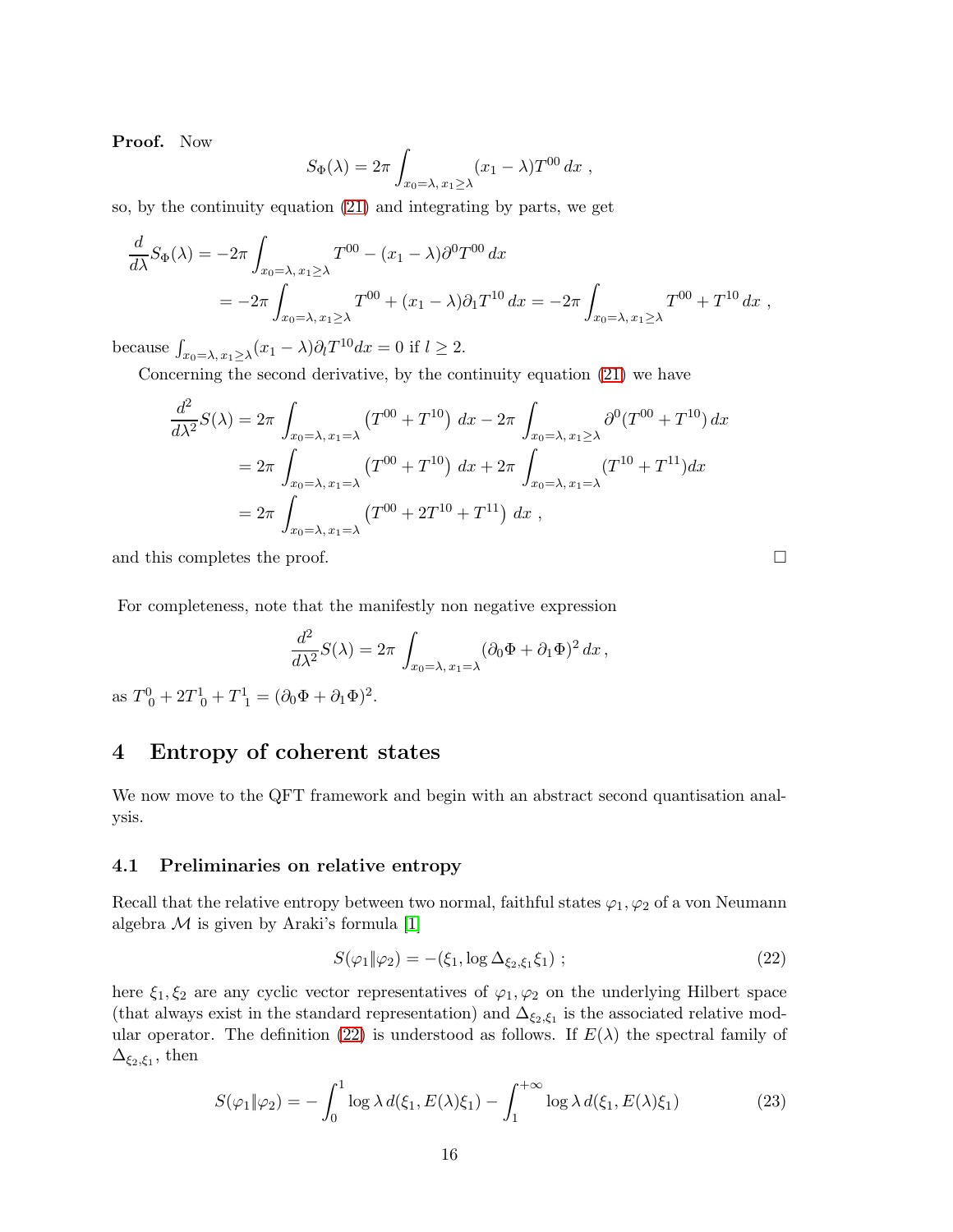**Proof.** Now

$$
S_\Phi(\lambda) = 2\pi \int_{x_0=\lambda,\, x_1\geq\lambda} (x_1 - \lambda) T^{00}\, dx \ ,
$$

so, by the continuity equation (21) and integrating by parts, we get

$$
\begin{aligned}
\frac{d}{d\lambda} S_\Phi(\lambda) &= -2\pi \int_{x_0=\lambda,\, x_1\geq\lambda} T^{00} - (x_1-\lambda)\partial^0 T^{00}\, dx \\
&= -2\pi \int_{x_0=\lambda,\, x_1\geq\lambda} T^{00} + (x_1-\lambda)\partial_1 T^{10}\, dx = -2\pi \int_{x_0=\lambda,\, x_1\geq\lambda} T^{00} + T^{10}\, dx \ ,
\end{aligned}
$$

because $\int_{x_0=\lambda,\, x_1\geq\lambda} (x_1-\lambda)\partial_l T^{10} dx = 0$ if $l \geq 2$.

Concerning the second derivative, by the continuity equation (21) we have

$$
\begin{aligned}
\frac{d^2}{d\lambda^2} S(\lambda) &= 2\pi \int_{x_0=\lambda,\, x_1=\lambda} \left(T^{00} + T^{10}\right) dx - 2\pi \int_{x_0=\lambda,\, x_1\geq\lambda} \partial^0 (T^{00} + T^{10})\, dx \\
&= 2\pi \int_{x_0=\lambda,\, x_1=\lambda} \left(T^{00} + T^{10}\right) dx + 2\pi \int_{x_0=\lambda,\, x_1=\lambda} (T^{10} + T^{11}) dx \\
&= 2\pi \int_{x_0=\lambda,\, x_1=\lambda} \left(T^{00} + 2T^{10} + T^{11}\right) dx \ ,
\end{aligned}
$$

and this completes the proof. $\square$

For completeness, note that the manifestly non negative expression

$$
\frac{d^2}{d\lambda^2} S(\lambda) = 2\pi \int_{x_0=\lambda,\, x_1=\lambda} (\partial_0 \Phi + \partial_1 \Phi)^2\, dx \,,
$$

as $T^0_{\ 0} + 2T^1_{\ 0} + T^1_{\ 1} = (\partial_0\Phi + \partial_1\Phi)^2$.

# 4 Entropy of coherent states

We now move to the QFT framework and begin with an abstract second quantisation analysis.

## 4.1 Preliminaries on relative entropy

Recall that the relative entropy between two normal, faithful states $\varphi_1, \varphi_2$ of a von Neumann algebra $\mathcal{M}$ is given by Araki's formula [1]

$$
S(\varphi_1 \| \varphi_2) = -(\xi_1, \log \Delta_{\xi_2,\xi_1} \xi_1) \ ; \tag{22}
$$

here $\xi_1, \xi_2$ are any cyclic vector representatives of $\varphi_1, \varphi_2$ on the underlying Hilbert space (that always exist in the standard representation) and $\Delta_{\xi_2,\xi_1}$ is the associated relative modular operator. The definition (22) is understood as follows. If $E(\lambda)$ the spectral family of $\Delta_{\xi_2,\xi_1}$, then

$$
S(\varphi_1 \| \varphi_2) = -\int_0^1 \log \lambda\, d(\xi_1, E(\lambda)\xi_1) - \int_1^{+\infty} \log \lambda\, d(\xi_1, E(\lambda)\xi_1) \tag{23}
$$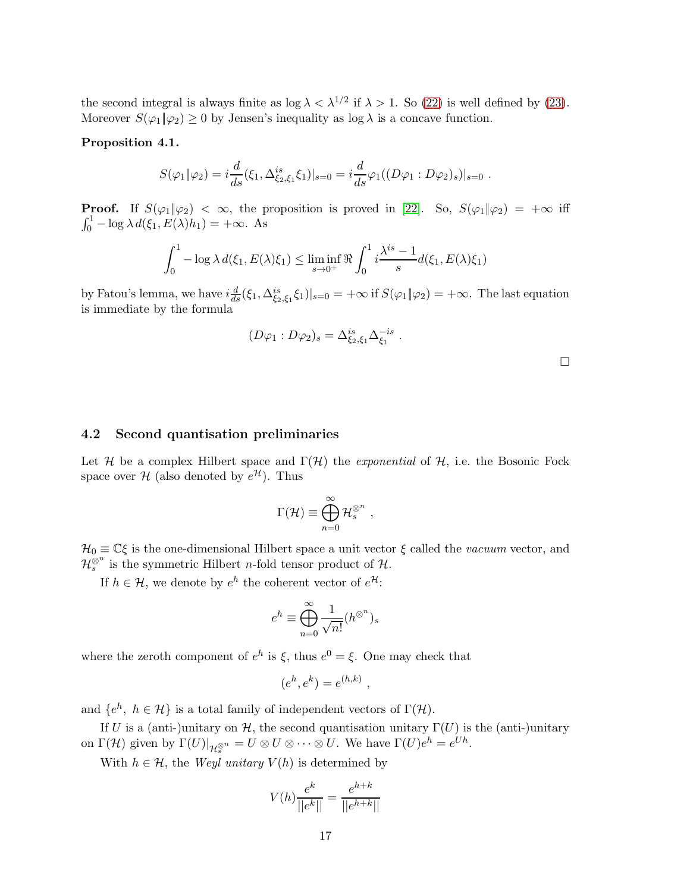the second integral is always finite as $\log \lambda < \lambda^{1/2}$ if $\lambda > 1$. So (22) is well defined by (23). Moreover $S(\varphi_1 \| \varphi_2) \geq 0$ by Jensen's inequality as $\log \lambda$ is a concave function.

**Proposition 4.1.**

$$S(\varphi_1 \| \varphi_2) = i\frac{d}{ds}(\xi_1, \Delta^{is}_{\xi_2,\xi_1}\xi_1)|_{s=0} = i\frac{d}{ds}\varphi_1((D\varphi_1 : D\varphi_2)_s)|_{s=0} \ .$$

**Proof.** If $S(\varphi_1 \| \varphi_2) < \infty$, the proposition is proved in [22]. So, $S(\varphi_1 \| \varphi_2) = +\infty$ iff $\int_0^1 -\log \lambda \, d(\xi_1, E(\lambda)h_1) = +\infty$. As

$$\int_0^1 -\log \lambda \, d(\xi_1, E(\lambda)\xi_1) \leq \liminf_{s \to 0^+} \Re \int_0^1 i\frac{\lambda^{is} - 1}{s} d(\xi_1, E(\lambda)\xi_1)$$

by Fatou's lemma, we have $i\frac{d}{ds}(\xi_1, \Delta^{is}_{\xi_2,\xi_1}\xi_1)|_{s=0} = +\infty$ if $S(\varphi_1 \| \varphi_2) = +\infty$. The last equation is immediate by the formula

$$(D\varphi_1 : D\varphi_2)_s = \Delta^{is}_{\xi_2,\xi_1}\Delta^{-is}_{\xi_1} \ .$$

$\square$

### 4.2 Second quantisation preliminaries

Let $\mathcal{H}$ be a complex Hilbert space and $\Gamma(\mathcal{H})$ the *exponential* of $\mathcal{H}$, i.e. the Bosonic Fock space over $\mathcal{H}$ (also denoted by $e^{\mathcal{H}}$). Thus

$$\Gamma(\mathcal{H}) \equiv \bigoplus_{n=0}^{\infty} \mathcal{H}_s^{\otimes^n} \ ,$$

$\mathcal{H}_0 \equiv \mathbb{C}\xi$ is the one-dimensional Hilbert space a unit vector $\xi$ called the *vacuum* vector, and $\mathcal{H}_s^{\otimes^n}$ is the symmetric Hilbert $n$-fold tensor product of $\mathcal{H}$.

If $h \in \mathcal{H}$, we denote by $e^h$ the coherent vector of $e^{\mathcal{H}}$:

$$e^h \equiv \bigoplus_{n=0}^{\infty} \frac{1}{\sqrt{n!}}(h^{\otimes^n})_s$$

where the zeroth component of $e^h$ is $\xi$, thus $e^0 = \xi$. One may check that

$$(e^h, e^k) = e^{(h,k)} \ ,$$

and $\{e^h, \ h \in \mathcal{H}\}$ is a total family of independent vectors of $\Gamma(\mathcal{H})$.

If $U$ is a (anti-)unitary on $\mathcal{H}$, the second quantisation unitary $\Gamma(U)$ is the (anti-)unitary on $\Gamma(\mathcal{H})$ given by $\Gamma(U)|_{\mathcal{H}_s^{\otimes^n}} = U \otimes U \otimes \cdots \otimes U$. We have $\Gamma(U)e^h = e^{Uh}$.

With $h \in \mathcal{H}$, the *Weyl unitary* $V(h)$ is determined by

$$V(h)\frac{e^k}{||e^k||} = \frac{e^{h+k}}{||e^{h+k}||}$$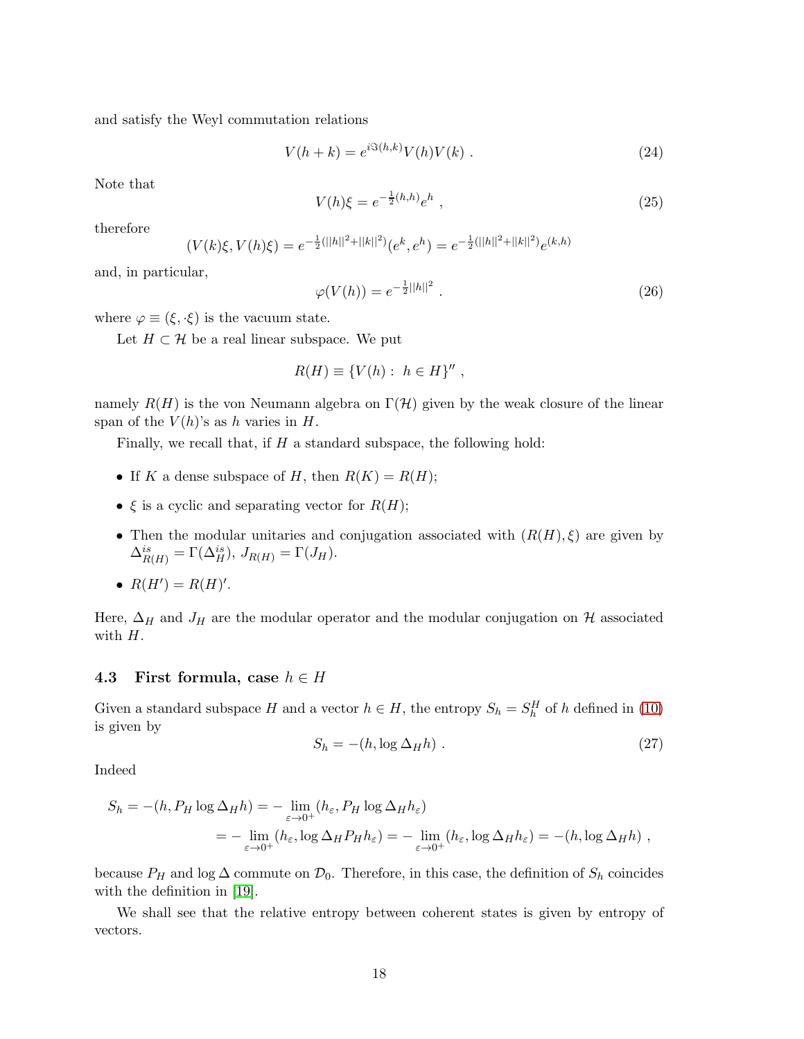and satisfy the Weyl commutation relations

$$V(h+k) = e^{i\Im(h,k)}V(h)V(k) \ . \tag{24}$$

Note that

$$V(h)\xi = e^{-\frac{1}{2}(h,h)}e^h \ , \tag{25}$$

therefore

$$(V(k)\xi, V(h)\xi) = e^{-\frac{1}{2}(||h||^2+||k||^2)}(e^k, e^h) = e^{-\frac{1}{2}(||h||^2+||k||^2)}e^{(k,h)}$$

and, in particular,

$$\varphi(V(h)) = e^{-\frac{1}{2}||h||^2} \ . \tag{26}$$

where $\varphi \equiv (\xi, \cdot\xi)$ is the vacuum state.

Let $H \subset \mathcal{H}$ be a real linear subspace. We put

$$R(H) \equiv \{V(h) : \ h \in H\}'' \ ,$$

namely $R(H)$ is the von Neumann algebra on $\Gamma(\mathcal{H})$ given by the weak closure of the linear span of the $V(h)$'s as $h$ varies in $H$.

Finally, we recall that, if $H$ a standard subspace, the following hold:

- If $K$ a dense subspace of $H$, then $R(K) = R(H)$;
- $\xi$ is a cyclic and separating vector for $R(H)$;
- Then the modular unitaries and conjugation associated with $(R(H), \xi)$ are given by $\Delta^{is}_{R(H)} = \Gamma(\Delta^{is}_H)$, $J_{R(H)} = \Gamma(J_H)$.
- $R(H') = R(H)'$.

Here, $\Delta_H$ and $J_H$ are the modular operator and the modular conjugation on $\mathcal{H}$ associated with $H$.

### 4.3 First formula, case $h \in H$

Given a standard subspace $H$ and a vector $h \in H$, the entropy $S_h = S^H_h$ of $h$ defined in (10) is given by

$$S_h = -(h, \log \Delta_H h) \ . \tag{27}$$

Indeed

$$\begin{aligned} S_h = -(h, P_H \log \Delta_H h) &= -\lim_{\varepsilon\to 0^+}(h_\varepsilon, P_H \log \Delta_H h_\varepsilon) \\ &= -\lim_{\varepsilon\to 0^+}(h_\varepsilon, \log \Delta_H P_H h_\varepsilon) = -\lim_{\varepsilon\to 0^+}(h_\varepsilon, \log \Delta_H h_\varepsilon) = -(h, \log \Delta_H h) \ , \end{aligned}$$

because $P_H$ and $\log \Delta$ commute on $\mathcal{D}_0$. Therefore, in this case, the definition of $S_h$ coincides with the definition in [19].

We shall see that the relative entropy between coherent states is given by entropy of vectors.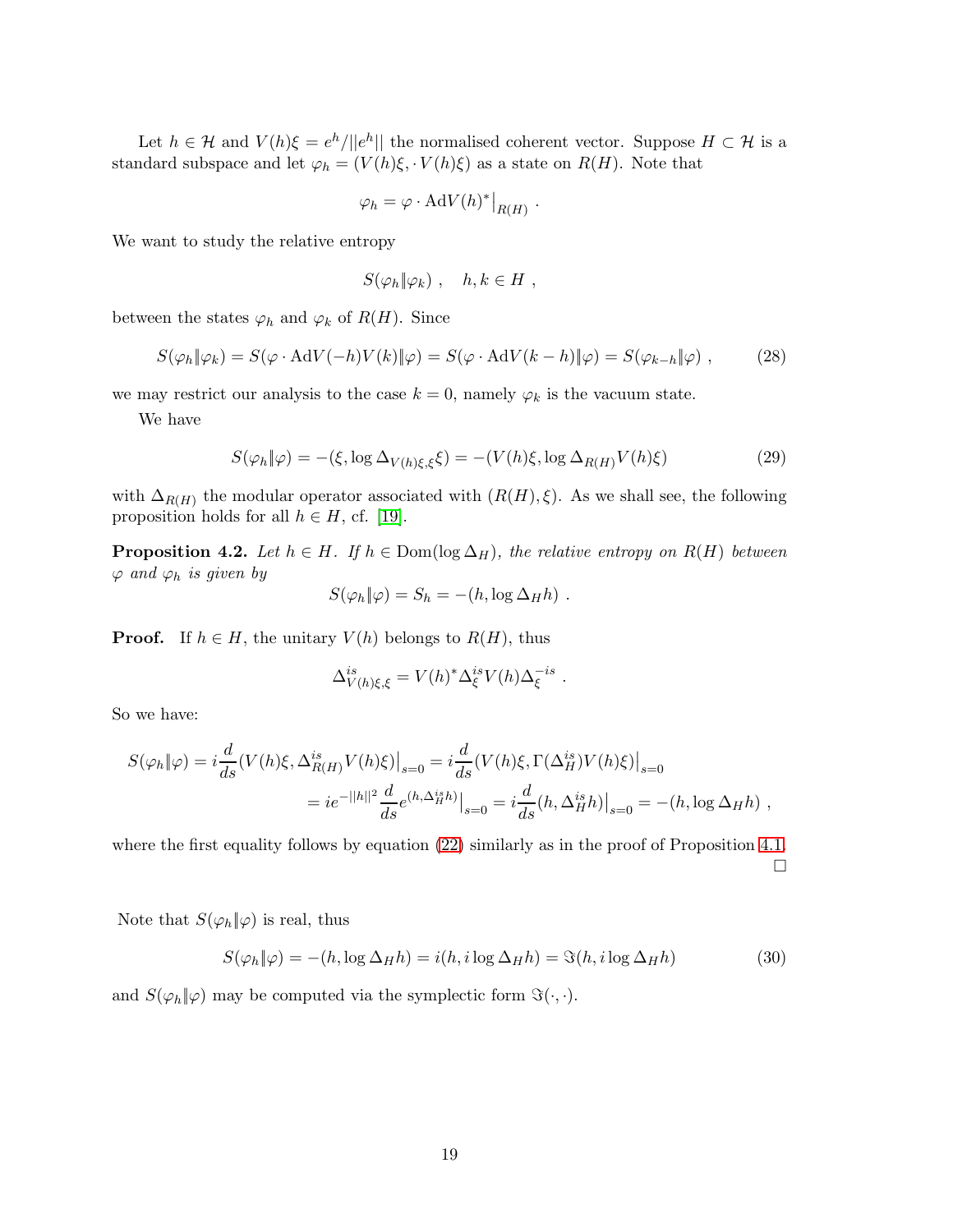Let $h \in \mathcal{H}$ and $V(h)\xi = e^h/||e^h||$ the normalised coherent vector. Suppose $H \subset \mathcal{H}$ is a standard subspace and let $\varphi_h = (V(h)\xi, \cdot V(h)\xi)$ as a state on $R(H)$. Note that

$$\varphi_h = \varphi \cdot \mathrm{Ad}V(h)^*\big|_{R(H)} .$$

We want to study the relative entropy

$$S(\varphi_h \| \varphi_k) , \quad h, k \in H ,$$

between the states $\varphi_h$ and $\varphi_k$ of $R(H)$. Since

$$S(\varphi_h \| \varphi_k) = S(\varphi \cdot \mathrm{Ad}V(-h)V(k) \| \varphi) = S(\varphi \cdot \mathrm{Ad}V(k-h) \| \varphi) = S(\varphi_{k-h} \| \varphi) , \tag{28}$$

we may restrict our analysis to the case $k = 0$, namely $\varphi_k$ is the vacuum state.

We have

$$S(\varphi_h \| \varphi) = -(\xi, \log \Delta_{V(h)\xi,\xi}\xi) = -(V(h)\xi, \log \Delta_{R(H)} V(h)\xi) \tag{29}$$

with $\Delta_{R(H)}$ the modular operator associated with $(R(H), \xi)$. As we shall see, the following proposition holds for all $h \in H$, cf. [19].

**Proposition 4.2.** *Let $h \in H$. If $h \in \mathrm{Dom}(\log \Delta_H)$, the relative entropy on $R(H)$ between $\varphi$ and $\varphi_h$ is given by*

$$S(\varphi_h \| \varphi) = S_h = -(h, \log \Delta_H h) .$$

**Proof.** If $h \in H$, the unitary $V(h)$ belongs to $R(H)$, thus

$$\Delta^{is}_{V(h)\xi,\xi} = V(h)^* \Delta^{is}_\xi V(h) \Delta^{-is}_\xi .$$

So we have:

$$\begin{aligned} S(\varphi_h \| \varphi) = i\frac{d}{ds}(V(h)\xi, \Delta^{is}_{R(H)} V(h)\xi)\big|_{s=0} &= i\frac{d}{ds}(V(h)\xi, \Gamma(\Delta^{is}_H) V(h)\xi)\big|_{s=0} \\ &= ie^{-||h||^2}\frac{d}{ds}e^{(h,\Delta^{is}_H h)}\big|_{s=0} = i\frac{d}{ds}(h, \Delta^{is}_H h)\big|_{s=0} = -(h, \log \Delta_H h) , \end{aligned}$$

where the first equality follows by equation (22) similarly as in the proof of Proposition 4.1. $\square$

Note that $S(\varphi_h \| \varphi)$ is real, thus

$$S(\varphi_h \| \varphi) = -(h, \log \Delta_H h) = i(h, i \log \Delta_H h) = \Im(h, i \log \Delta_H h) \tag{30}$$

and $S(\varphi_h \| \varphi)$ may be computed via the symplectic form $\Im(\cdot, \cdot)$.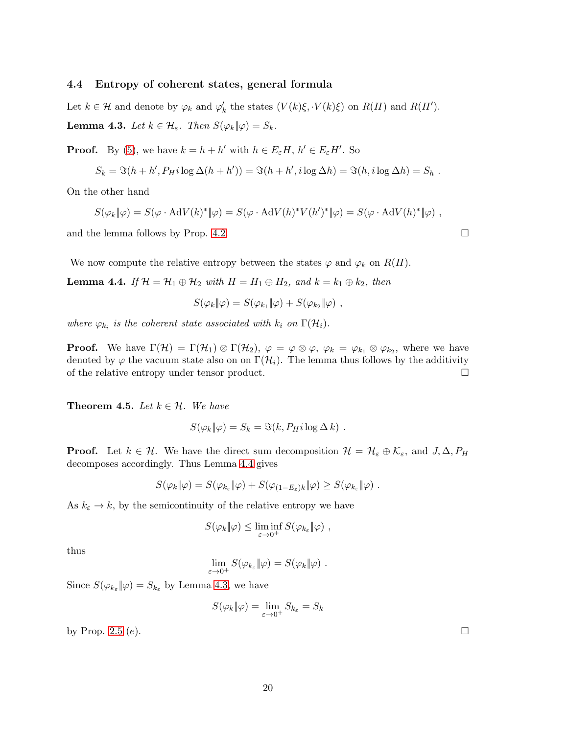### 4.4 Entropy of coherent states, general formula

Let $k \in \mathcal{H}$ and denote by $\varphi_k$ and $\varphi'_k$ the states $(V(k)\xi, \cdot V(k)\xi)$ on $R(H)$ and $R(H')$.

**Lemma 4.3.** *Let $k \in \mathcal{H}_\varepsilon$. Then $S(\varphi_k \| \varphi) = S_k$.*

**Proof.** By (5), we have $k = h + h'$ with $h \in E_\varepsilon H$, $h' \in E_\varepsilon H'$. So

$$S_k = \Im(h + h', P_H i \log \Delta (h + h')) = \Im(h + h', i \log \Delta h) = \Im(h, i \log \Delta h) = S_h \ .$$

On the other hand

$$S(\varphi_k \| \varphi) = S(\varphi \cdot \mathrm{Ad} V(k)^* \| \varphi) = S(\varphi \cdot \mathrm{Ad} V(h)^* V(h')^* \| \varphi) = S(\varphi \cdot \mathrm{Ad} V(h)^* \| \varphi) \ ,$$

and the lemma follows by Prop. 4.2. $\square$

We now compute the relative entropy between the states $\varphi$ and $\varphi_k$ on $R(H)$.

**Lemma 4.4.** *If $\mathcal{H} = \mathcal{H}_1 \oplus \mathcal{H}_2$ with $H = H_1 \oplus H_2$, and $k = k_1 \oplus k_2$, then*

$$S(\varphi_k \| \varphi) = S(\varphi_{k_1} \| \varphi) + S(\varphi_{k_2} \| \varphi) \ ,$$

*where $\varphi_{k_i}$ is the coherent state associated with $k_i$ on $\Gamma(\mathcal{H}_i)$.*

**Proof.** We have $\Gamma(\mathcal{H}) = \Gamma(\mathcal{H}_1) \otimes \Gamma(\mathcal{H}_2)$, $\varphi = \varphi \otimes \varphi$, $\varphi_k = \varphi_{k_1} \otimes \varphi_{k_2}$, where we have denoted by $\varphi$ the vacuum state also on on $\Gamma(\mathcal{H}_i)$. The lemma thus follows by the additivity of the relative entropy under tensor product. $\square$

**Theorem 4.5.** *Let $k \in \mathcal{H}$. We have*

$$S(\varphi_k \| \varphi) = S_k = \Im(k, P_H i \log \Delta \, k) \ .$$

**Proof.** Let $k \in \mathcal{H}$. We have the direct sum decomposition $\mathcal{H} = \mathcal{H}_\varepsilon \oplus \mathcal{K}_\varepsilon$, and $J, \Delta, P_H$ decomposes accordingly. Thus Lemma 4.4 gives

$$S(\varphi_k \| \varphi) = S(\varphi_{k_\varepsilon} \| \varphi) + S(\varphi_{(1-E_\varepsilon)k} \| \varphi) \geq S(\varphi_{k_\varepsilon} \| \varphi) \ .$$

As $k_\varepsilon \to k$, by the semicontinuity of the relative entropy we have

$$S(\varphi_k \| \varphi) \leq \liminf_{\varepsilon \to 0^+} S(\varphi_{k_\varepsilon} \| \varphi) \ ,$$

thus

$$\lim_{\varepsilon \to 0^+} S(\varphi_{k_\varepsilon} \| \varphi) = S(\varphi_k \| \varphi) \ .$$

Since $S(\varphi_{k_\varepsilon} \| \varphi) = S_{k_\varepsilon}$ by Lemma 4.3, we have

$$S(\varphi_k \| \varphi) = \lim_{\varepsilon \to 0^+} S_{k_\varepsilon} = S_k$$

by Prop. 2.5 $(e)$. $\square$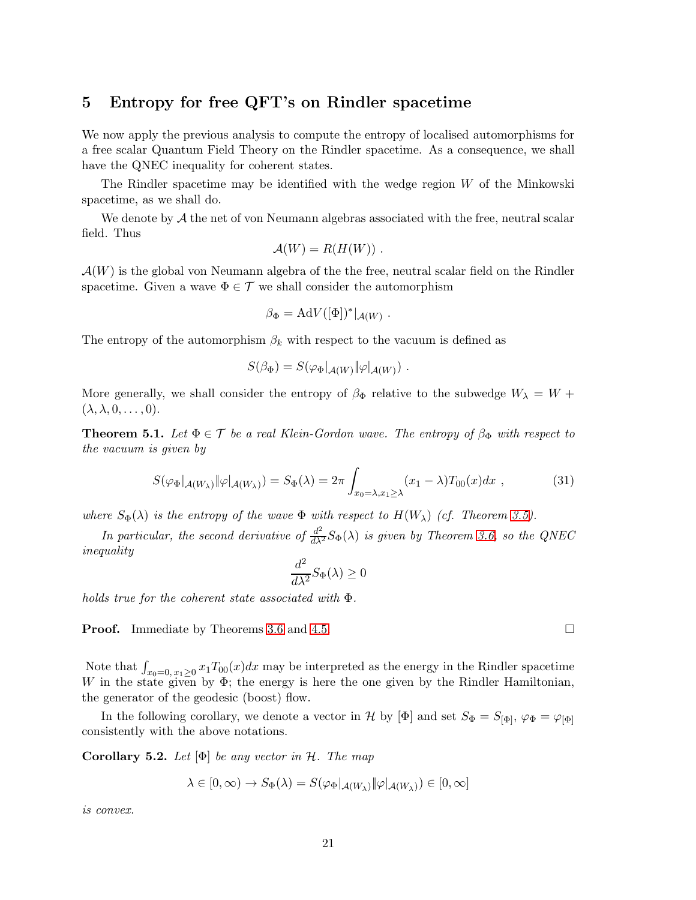# 5 Entropy for free QFT's on Rindler spacetime

We now apply the previous analysis to compute the entropy of localised automorphisms for a free scalar Quantum Field Theory on the Rindler spacetime. As a consequence, we shall have the QNEC inequality for coherent states.

The Rindler spacetime may be identified with the wedge region $W$ of the Minkowski spacetime, as we shall do.

We denote by $\mathcal{A}$ the net of von Neumann algebras associated with the free, neutral scalar field. Thus

$$\mathcal{A}(W) = R(H(W)) \ .$$

$\mathcal{A}(W)$ is the global von Neumann algebra of the the free, neutral scalar field on the Rindler spacetime. Given a wave $\Phi \in \mathcal{T}$ we shall consider the automorphism

$$\beta_\Phi = \mathrm{Ad}V([\Phi])^*|_{\mathcal{A}(W)} \ .$$

The entropy of the automorphism $\beta_k$ with respect to the vacuum is defined as

$$S(\beta_\Phi) = S(\varphi_\Phi|_{\mathcal{A}(W)} \| \varphi|_{\mathcal{A}(W)}) \ .$$

More generally, we shall consider the entropy of $\beta_\Phi$ relative to the subwedge $W_\lambda = W + (\lambda, \lambda, 0, \dots, 0)$.

**Theorem 5.1.** *Let $\Phi \in \mathcal{T}$ be a real Klein-Gordon wave. The entropy of $\beta_\Phi$ with respect to the vacuum is given by*

$$S(\varphi_\Phi|_{\mathcal{A}(W_\lambda)} \| \varphi|_{\mathcal{A}(W_\lambda)}) = S_\Phi(\lambda) = 2\pi \int_{x_0=\lambda, x_1 \geq \lambda} (x_1 - \lambda) T_{00}(x) dx \ , \tag{31}$$

*where $S_\Phi(\lambda)$ is the entropy of the wave $\Phi$ with respect to $H(W_\lambda)$ (cf. Theorem 3.5).*

*In particular, the second derivative of $\frac{d^2}{d\lambda^2} S_\Phi(\lambda)$ is given by Theorem 3.6, so the QNEC inequality*

$$\frac{d^2}{d\lambda^2} S_\Phi(\lambda) \geq 0$$

*holds true for the coherent state associated with $\Phi$.*

**Proof.** Immediate by Theorems 3.6 and 4.5. □

Note that $\int_{x_0=0,\, x_1 \geq 0} x_1 T_{00}(x) dx$ may be interpreted as the energy in the Rindler spacetime $W$ in the state given by $\Phi$; the energy is here the one given by the Rindler Hamiltonian, the generator of the geodesic (boost) flow.

In the following corollary, we denote a vector in $\mathcal{H}$ by $[\Phi]$ and set $S_\Phi = S_{[\Phi]}$, $\varphi_\Phi = \varphi_{[\Phi]}$ consistently with the above notations.

**Corollary 5.2.** *Let $[\Phi]$ be any vector in $\mathcal{H}$. The map*

$$\lambda \in [0, \infty) \to S_\Phi(\lambda) = S(\varphi_\Phi|_{\mathcal{A}(W_\lambda)} \| \varphi|_{\mathcal{A}(W_\lambda)}) \in [0, \infty]$$

*is convex.*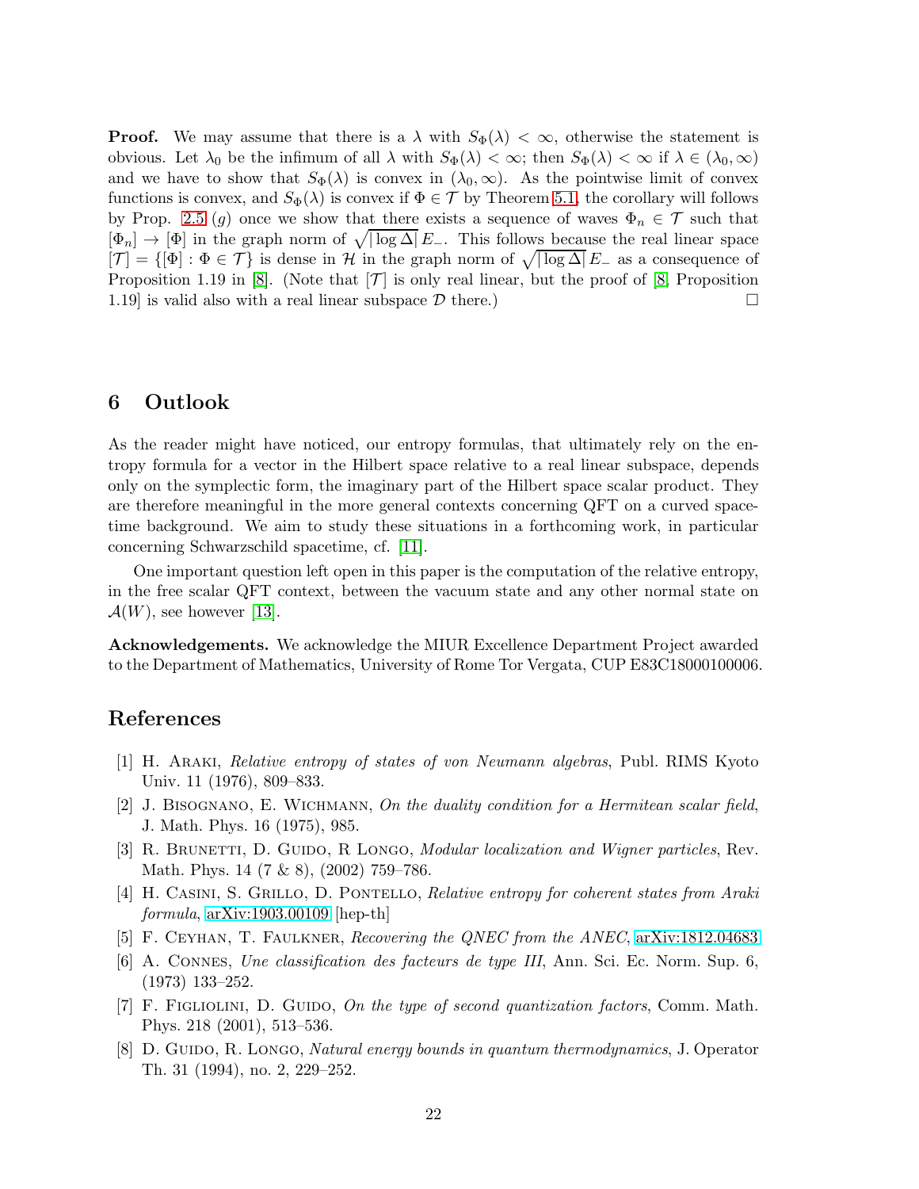**Proof.** We may assume that there is a $\lambda$ with $S_\Phi(\lambda) < \infty$, otherwise the statement is obvious. Let $\lambda_0$ be the infimum of all $\lambda$ with $S_\Phi(\lambda) < \infty$; then $S_\Phi(\lambda) < \infty$ if $\lambda \in (\lambda_0, \infty)$ and we have to show that $S_\Phi(\lambda)$ is convex in $(\lambda_0, \infty)$. As the pointwise limit of convex functions is convex, and $S_\Phi(\lambda)$ is convex if $\Phi \in \mathcal{T}$ by Theorem 5.1, the corollary will follows by Prop. 2.5 $(g)$ once we show that there exists a sequence of waves $\Phi_n \in \mathcal{T}$ such that $[\Phi_n] \to [\Phi]$ in the graph norm of $\sqrt{|\log \Delta|}\, E_-$. This follows because the real linear space $[\mathcal{T}] = \{[\Phi] : \Phi \in \mathcal{T}\}$ is dense in $\mathcal{H}$ in the graph norm of $\sqrt{|\log \Delta|}\, E_-$ as a consequence of Proposition 1.19 in [8]. (Note that $[\mathcal{T}]$ is only real linear, but the proof of [8, Proposition 1.19] is valid also with a real linear subspace $\mathcal{D}$ there.) □

# 6 Outlook

As the reader might have noticed, our entropy formulas, that ultimately rely on the entropy formula for a vector in the Hilbert space relative to a real linear subspace, depends only on the symplectic form, the imaginary part of the Hilbert space scalar product. They are therefore meaningful in the more general contexts concerning QFT on a curved spacetime background. We aim to study these situations in a forthcoming work, in particular concerning Schwarzschild spacetime, cf. [11].

One important question left open in this paper is the computation of the relative entropy, in the free scalar QFT context, between the vacuum state and any other normal state on $\mathcal{A}(W)$, see however [13].

**Acknowledgements.** We acknowledge the MIUR Excellence Department Project awarded to the Department of Mathematics, University of Rome Tor Vergata, CUP E83C18000100006.

## References

[1] H. Araki, *Relative entropy of states of von Neumann algebras*, Publ. RIMS Kyoto Univ. 11 (1976), 809–833.

[2] J. Bisognano, E. Wichmann, *On the duality condition for a Hermitean scalar field*, J. Math. Phys. 16 (1975), 985.

[3] R. Brunetti, D. Guido, R Longo, *Modular localization and Wigner particles*, Rev. Math. Phys. 14 (7 & 8), (2002) 759–786.

[4] H. Casini, S. Grillo, D. Pontello, *Relative entropy for coherent states from Araki formula*, arXiv:1903.00109 [hep-th]

[5] F. Ceyhan, T. Faulkner, *Recovering the QNEC from the ANEC*, arXiv:1812.04683

[6] A. Connes, *Une classification des facteurs de type III*, Ann. Sci. Ec. Norm. Sup. 6, (1973) 133–252.

[7] F. Figliolini, D. Guido, *On the type of second quantization factors*, Comm. Math. Phys. 218 (2001), 513–536.

[8] D. Guido, R. Longo, *Natural energy bounds in quantum thermodynamics*, J. Operator Th. 31 (1994), no. 2, 229–252.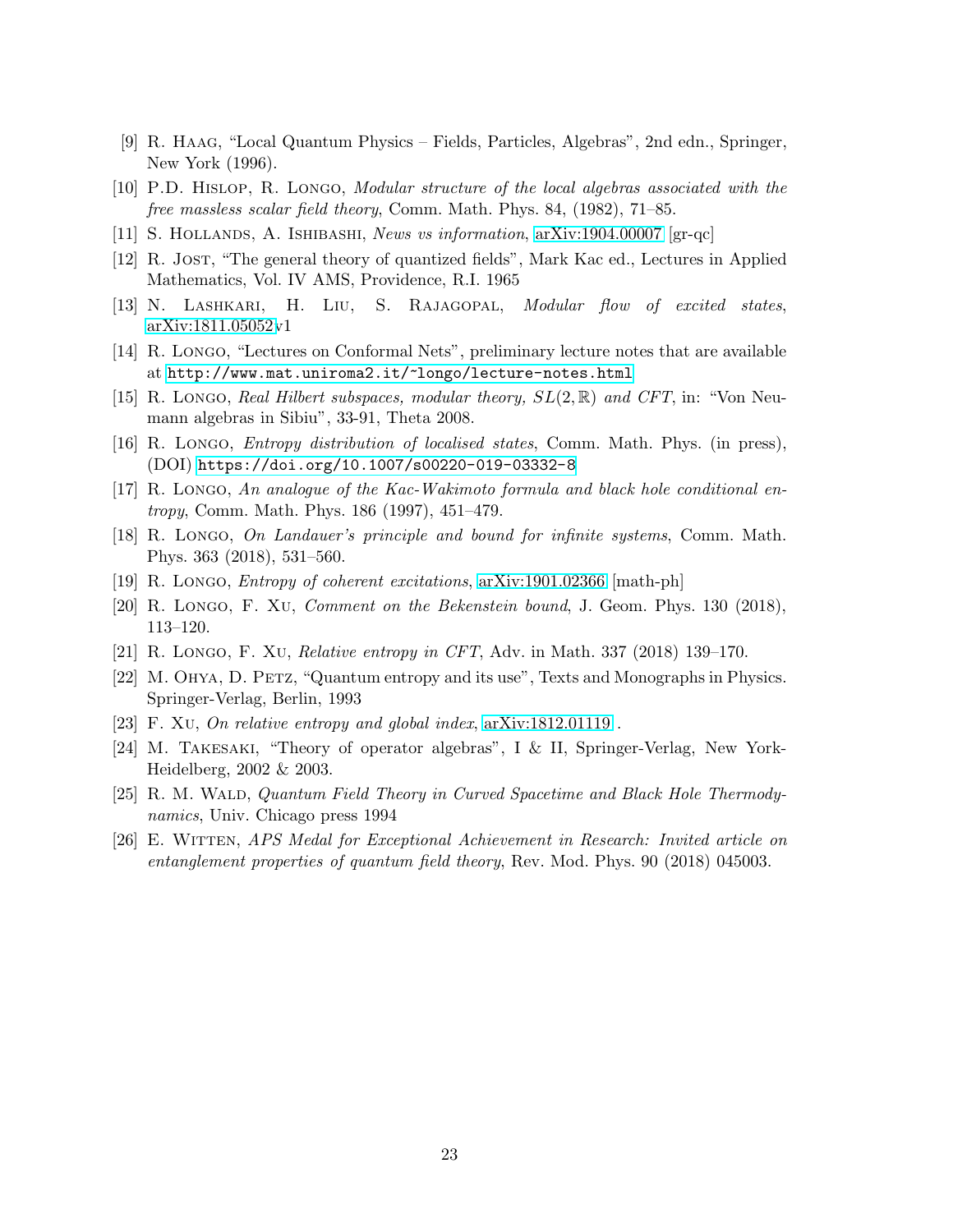[9] R. Haag, "Local Quantum Physics – Fields, Particles, Algebras", 2nd edn., Springer, New York (1996).

[10] P.D. Hislop, R. Longo, *Modular structure of the local algebras associated with the free massless scalar field theory*, Comm. Math. Phys. 84, (1982), 71–85.

[11] S. Hollands, A. Ishibashi, *News vs information*, arXiv:1904.00007 [gr-qc]

[12] R. Jost, "The general theory of quantized fields", Mark Kac ed., Lectures in Applied Mathematics, Vol. IV AMS, Providence, R.I. 1965

[13] N. Lashkari, H. Liu, S. Rajagopal, *Modular flow of excited states*, arXiv:1811.05052v1

[14] R. Longo, "Lectures on Conformal Nets", preliminary lecture notes that are available at `http://www.mat.uniroma2.it/~longo/lecture-notes.html`

[15] R. Longo, *Real Hilbert subspaces, modular theory, $SL(2,\mathbb{R})$ and CFT*, in: "Von Neumann algebras in Sibiu", 33-91, Theta 2008.

[16] R. Longo, *Entropy distribution of localised states*, Comm. Math. Phys. (in press), (DOI) `https://doi.org/10.1007/s00220-019-03332-8`

[17] R. Longo, *An analogue of the Kac-Wakimoto formula and black hole conditional entropy*, Comm. Math. Phys. 186 (1997), 451–479.

[18] R. Longo, *On Landauer's principle and bound for infinite systems*, Comm. Math. Phys. 363 (2018), 531–560.

[19] R. Longo, *Entropy of coherent excitations*, arXiv:1901.02366 [math-ph]

[20] R. Longo, F. Xu, *Comment on the Bekenstein bound*, J. Geom. Phys. 130 (2018), 113–120.

[21] R. Longo, F. Xu, *Relative entropy in CFT*, Adv. in Math. 337 (2018) 139–170.

[22] M. Ohya, D. Petz, "Quantum entropy and its use", Texts and Monographs in Physics. Springer-Verlag, Berlin, 1993

[23] F. Xu, *On relative entropy and global index*, arXiv:1812.01119 .

[24] M. Takesaki, "Theory of operator algebras", I & II, Springer-Verlag, New York-Heidelberg, 2002 & 2003.

[25] R. M. Wald, *Quantum Field Theory in Curved Spacetime and Black Hole Thermodynamics*, Univ. Chicago press 1994

[26] E. Witten, *APS Medal for Exceptional Achievement in Research: Invited article on entanglement properties of quantum field theory*, Rev. Mod. Phys. 90 (2018) 045003.